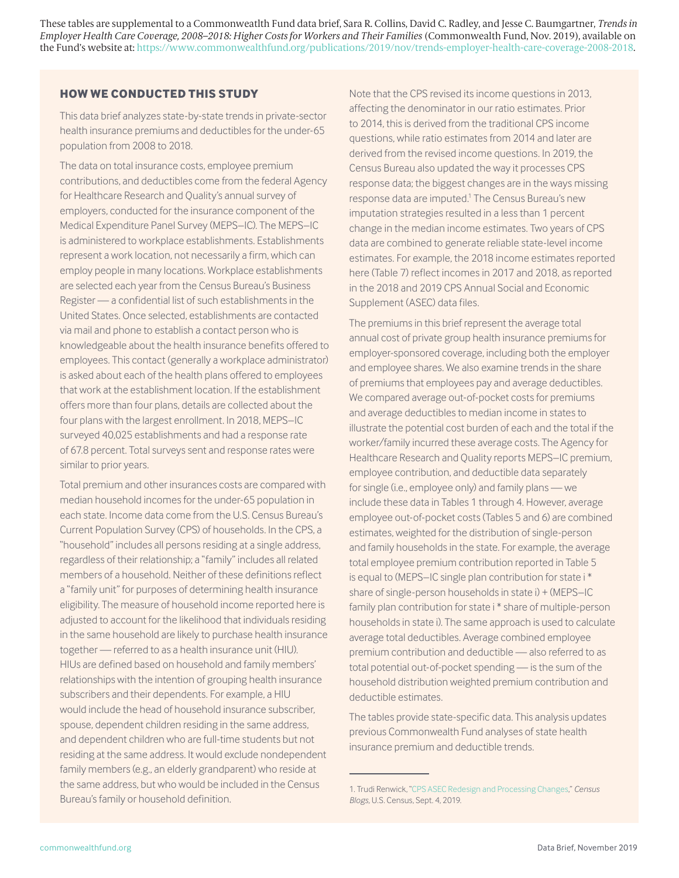These tables are supplemental to a Commonwealth Fund data brief, Sara R. Collins, David C. Radley, and Jesse C. Baumgartner, *Trends in Employer Health Care Coverage, 2008–2018: Higher Costs for Workers and Their Families* (Commonwealth Fund, Nov. 2019), available on the Fund's website at: https://www.commonwealthfund.org/publications/2019/nov/trends-employer-health-care-coverage-2008-2018.

## HOW WE CONDUCTED THIS STUDY

This data brief analyzes state-by-state trends in private-sector health insurance premiums and deductibles for the under-65 population from 2008 to 2018.

The data on total insurance costs, employee premium contributions, and deductibles come from the federal Agency for Healthcare Research and Quality's annual survey of employers, conducted for the insurance component of the Medical Expenditure Panel Survey (MEPS–IC). The MEPS–IC is administered to workplace establishments. Establishments represent a work location, not necessarily a firm, which can employ people in many locations. Workplace establishments are selected each year from the Census Bureau's Business Register — a confidential list of such establishments in the United States. Once selected, establishments are contacted via mail and phone to establish a contact person who is knowledgeable about the health insurance benefits offered to employees. This contact (generally a workplace administrator) is asked about each of the health plans offered to employees that work at the establishment location. If the establishment offers more than four plans, details are collected about the four plans with the largest enrollment. In 2018, MEPS–IC surveyed 40,025 establishments and had a response rate of 67.8 percent. Total surveys sent and response rates were similar to prior years.

Total premium and other insurances costs are compared with median household incomes for the under-65 population in each state. Income data come from the U.S. Census Bureau's Current Population Survey (CPS) of households. In the CPS, a "household" includes all persons residing at a single address, regardless of their relationship; a "family" includes all related members of a household. Neither of these definitions reflect a "family unit" for purposes of determining health insurance eligibility. The measure of household income reported here is adjusted to account for the likelihood that individuals residing in the same household are likely to purchase health insurance together — referred to as a health insurance unit (HIU). HIUs are defined based on household and family members' relationships with the intention of grouping health insurance subscribers and their dependents. For example, a HIU would include the head of household insurance subscriber, spouse, dependent children residing in the same address, and dependent children who are full-time students but not residing at the same address. It would exclude nondependent family members (e.g., an elderly grandparent) who reside at the same address, but who would be included in the Census Bureau's family or household definition.

Note that the CPS revised its income questions in 2013, affecting the denominator in our ratio estimates. Prior to 2014, this is derived from the traditional CPS income questions, while ratio estimates from 2014 and later are derived from the revised income questions. In 2019, the Census Bureau also updated the way it processes CPS response data; the biggest changes are in the ways missing response data are imputed.[1] The Census Bureau's new imputation strategies resulted in a less than 1 percent change in the median income estimates. Two years of CPS data are combined to generate reliable state-level income estimates. For example, the 2018 income estimates reported here (Table 7) reflect incomes in 2017 and 2018, as reported in the 2018 and 2019 CPS Annual Social and Economic Supplement (ASEC) data files.

The premiums in this brief represent the average total annual cost of private group health insurance premiums for employer-sponsored coverage, including both the employer and employee shares. We also examine trends in the share of premiums that employees pay and average deductibles. We compared average out-of-pocket costs for premiums and average deductibles to median income in states to illustrate the potential cost burden of each and the total if the worker/family incurred these average costs. The Agency for Healthcare Research and Quality reports MEPS–IC premium, employee contribution, and deductible data separately for single (i.e., employee only) and family plans — we include these data in Tables 1 through 4. However, average employee out-of-pocket costs (Tables 5 and 6) are combined estimates, weighted for the distribution of single-person and family households in the state. For example, the average total employee premium contribution reported in Table 5 is equal to (MEPS–IC single plan contribution for state i * share of single-person households in state i) + (MEPS–IC family plan contribution for state i * share of multiple-person households in state i). The same approach is used to calculate average total deductibles. Average combined employee premium contribution and deductible — also referred to as total potential out-of-pocket spending — is the sum of the household distribution weighted premium contribution and deductible estimates.

The tables provide state-specific data. This analysis updates previous Commonwealth Fund analyses of state health insurance premium and deductible trends.

1. Trudi Renwick, "CPS ASEC Redesign and Processing Changes," *Census Blogs*, U.S. Census, Sept. 4, 2019.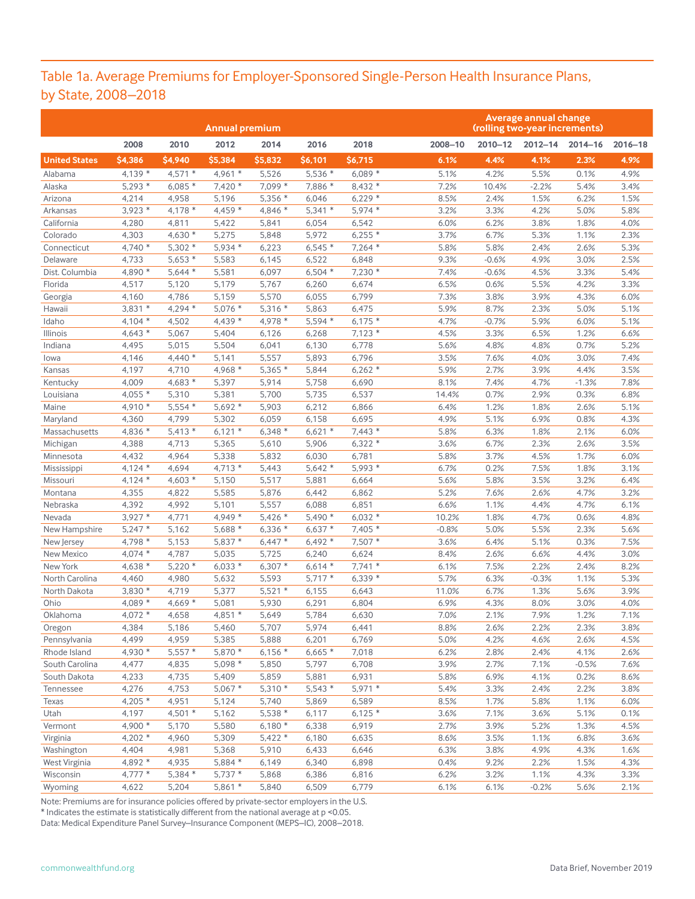## Table 1a. Average Premiums for Employer-Sponsored Single-Person Health Insurance Plans, by State, 2008–2018

| | Annual premium | | | | | | Average annual change (rolling two-year increments) | | | | |
|---|---|---|---|---|---|---|---|---|---|---|---|
| | 2008 | 2010 | 2012 | 2014 | 2016 | 2018 | 2008–10 | 2010–12 | 2012–14 | 2014–16 | 2016–18 |
| **United States** | **$4,386** | **$4,940** | **$5,384** | **$5,832** | **$6,101** | **$6,715** | **6.1%** | **4.4%** | **4.1%** | **2.3%** | **4.9%** |
| Alabama | 4,139 * | 4,571 * | 4,961 * | 5,526 | 5,536 * | 6,089 * | 5.1% | 4.2% | 5.5% | 0.1% | 4.9% |
| Alaska | 5,293 * | 6,085 * | 7,420 * | 7,099 * | 7,886 * | 8,432 * | 7.2% | 10.4% | -2.2% | 5.4% | 3.4% |
| Arizona | 4,214 | 4,958 | 5,196 | 5,356 * | 6,046 | 6,229 * | 8.5% | 2.4% | 1.5% | 6.2% | 1.5% |
| Arkansas | 3,923 * | 4,178 * | 4,459 * | 4,846 * | 5,341 * | 5,974 * | 3.2% | 3.3% | 4.2% | 5.0% | 5.8% |
| California | 4,280 | 4,811 | 5,422 | 5,841 | 6,054 | 6,542 | 6.0% | 6.2% | 3.8% | 1.8% | 4.0% |
| Colorado | 4,303 | 4,630 * | 5,275 | 5,848 | 5,972 | 6,255 * | 3.7% | 6.7% | 5.3% | 1.1% | 2.3% |
| Connecticut | 4,740 * | 5,302 * | 5,934 * | 6,223 | 6,545 * | 7,264 * | 5.8% | 5.8% | 2.4% | 2.6% | 5.3% |
| Delaware | 4,733 | 5,653 * | 5,583 | 6,145 | 6,522 | 6,848 | 9.3% | -0.6% | 4.9% | 3.0% | 2.5% |
| Dist. Columbia | 4,890 * | 5,644 * | 5,581 | 6,097 | 6,504 * | 7,230 * | 7.4% | -0.6% | 4.5% | 3.3% | 5.4% |
| Florida | 4,517 | 5,120 | 5,179 | 5,767 | 6,260 | 6,674 | 6.5% | 0.6% | 5.5% | 4.2% | 3.3% |
| Georgia | 4,160 | 4,786 | 5,159 | 5,570 | 6,055 | 6,799 | 7.3% | 3.8% | 3.9% | 4.3% | 6.0% |
| Hawaii | 3,831 * | 4,294 * | 5,076 * | 5,316 * | 5,863 | 6,475 | 5.9% | 8.7% | 2.3% | 5.0% | 5.1% |
| Idaho | 4,104 * | 4,439 * | 4,978 * | 5,594 * | 6,175 * | | 4.7% | -0.7% | 5.9% | 6.0% | 5.1% |
| Illinois | 4,643 * | 5,067 | 5,404 | 6,126 | 6,268 | 7,123 * | 4.5% | 3.3% | 6.5% | 1.2% | 6.6% |
| Indiana | 4,495 | 5,015 | 5,504 | 6,041 | 6,130 | 6,778 | 5.6% | 4.8% | 4.8% | 0.7% | 5.2% |
| Iowa | 4,146 | 4,440 * | 5,141 | 5,557 | 5,893 | 6,796 | 3.5% | 7.6% | 4.0% | 3.0% | 7.4% |
| Kansas | 4,197 | 4,710 | 4,968 * | 5,365 * | 5,844 | 6,262 * | 5.9% | 2.7% | 3.9% | 4.4% | 3.5% |
| Kentucky | 4,009 | 4,683 * | 5,397 | 5,914 | 5,758 | 6,690 | 8.1% | 7.4% | 4.7% | -1.3% | 7.8% |
| Louisiana | 4,055 * | 5,310 | 5,381 | 5,700 | 5,735 | 6,537 | 14.4% | 0.7% | 2.9% | 0.3% | 6.8% |
| Maine | 4,910 * | 5,554 * | 5,692 * | 5,903 | 6,212 | 6,866 | 6.4% | 1.2% | 1.8% | 2.6% | 5.1% |
| Maryland | 4,360 | 4,799 | 5,302 | 6,059 | 6,158 | 6,695 | 4.9% | 5.1% | 6.9% | 0.8% | 4.3% |
| Massachusetts | 4,836 * | 5,413 * | 6,121 * | 6,348 * | 6,621 * | 7,443 * | 5.8% | 6.3% | 1.8% | 2.1% | 6.0% |
| Michigan | 4,388 | 4,713 | 5,365 | 5,610 | 5,906 | 6,322 * | 3.6% | 6.7% | 2.3% | 2.6% | 3.5% |
| Minnesota | 4,432 | 4,964 | 5,338 | 5,832 | 6,030 | 6,781 | 5.8% | 3.7% | 4.5% | 1.7% | 6.0% |
| Mississippi | 4,124 * | 4,694 | 4,713 * | 5,443 | 5,642 * | 5,993 * | 6.7% | 0.2% | 7.5% | 1.8% | 3.1% |
| Missouri | 4,124 * | 4,603 * | 5,150 | 5,517 | 5,881 | 6,664 | 5.6% | 5.8% | 3.5% | 3.2% | 6.4% |
| Montana | 4,355 | 4,822 | 5,585 | 5,876 | 6,442 | 6,862 | 5.2% | 7.6% | 2.6% | 4.7% | 3.2% |
| Nebraska | 4,392 | 4,992 | 5,101 | 5,557 | 6,088 | 6,851 | 6.6% | 1.1% | 4.4% | 4.7% | 6.1% |
| Nevada | 3,927 * | 4,771 | 4,949 * | 5,426 * | 5,490 * | 6,032 * | 10.2% | 1.8% | 4.7% | 0.6% | 4.8% |
| New Hampshire | 5,247 * | 5,162 | 5,688 * | 6,336 * | 6,637 * | 7,405 * | -0.8% | 5.0% | 5.5% | 2.3% | 5.6% |
| New Jersey | 4,798 * | 5,153 | 5,837 * | 6,447 * | 6,492 * | 7,507 * | 3.6% | 6.4% | 5.1% | 0.3% | 7.5% |
| New Mexico | 4,074 * | 4,787 | 5,035 | 5,725 | 6,240 | 6,624 | 8.4% | 2.6% | 6.6% | 4.4% | 3.0% |
| New York | 4,638 * | 5,220 * | 6,033 * | 6,307 * | 6,614 * | 7,741 * | 6.1% | 7.5% | 2.2% | 2.4% | 8.2% |
| North Carolina | 4,460 | 4,980 | 5,632 | 5,593 | 5,717 * | 6,339 * | 5.7% | 6.3% | -0.3% | 1.1% | 5.3% |
| North Dakota | 3,830 * | 4,719 | 5,377 | 5,521 * | 6,155 | 6,643 | 11.0% | 6.7% | 1.3% | 5.6% | 3.9% |
| Ohio | 4,089 * | 4,669 * | 5,081 | 5,930 | 6,291 | 6,804 | 6.9% | 4.3% | 8.0% | 3.0% | 4.0% |
| Oklahoma | 4,072 * | 4,658 | 4,851 * | 5,649 | 5,784 | 6,630 | 7.0% | 2.1% | 7.9% | 1.2% | 7.1% |
| Oregon | 4,384 | 5,186 | 5,460 | 5,707 | 5,974 | 6,441 | 8.8% | 2.6% | 2.2% | 2.3% | 3.8% |
| Pennsylvania | 4,499 | 4,959 | 5,385 | 5,888 | 6,201 | 6,769 | 5.0% | 4.2% | 4.6% | 2.6% | 4.5% |
| Rhode Island | 4,930 * | 5,557 * | 5,870 * | 6,156 * | 6,665 * | 7,018 | 6.2% | 2.8% | 2.4% | 4.1% | 2.6% |
| South Carolina | 4,477 | 4,835 | 5,098 * | 5,850 | 5,797 | 6,708 | 3.9% | 2.7% | 7.1% | -0.5% | 7.6% |
| South Dakota | 4,233 | 4,735 | 5,409 | 5,859 | 5,881 | 6,931 | 5.8% | 6.9% | 4.1% | 0.2% | 8.6% |
| Tennessee | 4,276 | 4,753 | 5,067 * | 5,310 * | 5,543 * | 5,971 * | 5.4% | 3.3% | 2.4% | 2.2% | 3.8% |
| Texas | 4,205 * | 4,951 | 5,124 | 5,740 | 5,869 | 6,589 | 8.5% | 1.7% | 5.8% | 1.1% | 6.0% |
| Utah | 4,197 | 4,501 * | 5,162 | 5,538 * | 6,117 | 6,125 * | 3.6% | 7.1% | 3.6% | 5.1% | 0.1% |
| Vermont | 4,900 * | 5,170 | 5,580 | 6,180 * | 6,338 | 6,919 | 2.7% | 3.9% | 5.2% | 1.3% | 4.5% |
| Virginia | 4,202 * | 4,960 | 5,309 | 5,422 * | 6,180 | 6,635 | 8.6% | 3.5% | 1.1% | 6.8% | 3.6% |
| Washington | 4,404 | 4,981 | 5,368 | 5,910 | 6,433 | 6,646 | 6.3% | 3.8% | 4.9% | 4.3% | 1.6% |
| West Virginia | 4,892 * | 4,935 | 5,884 * | 6,149 | 6,340 | 6,898 | 0.4% | 9.2% | 2.2% | 1.5% | 4.3% |
| Wisconsin | 4,777 * | 5,384 * | 5,737 * | 5,868 | 6,386 | 6,816 | 6.2% | 3.2% | 1.1% | 4.3% | 3.3% |
| Wyoming | 4,622 | 5,204 | 5,861 * | 5,840 | 6,509 | 6,779 | 6.1% | 6.1% | -0.2% | 5.6% | 2.1% |

Note: Premiums are for insurance policies offered by private-sector employers in the U.S.
* Indicates the estimate is statistically different from the national average at p <0.05.
Data: Medical Expenditure Panel Survey–Insurance Component (MEPS–IC), 2008–2018.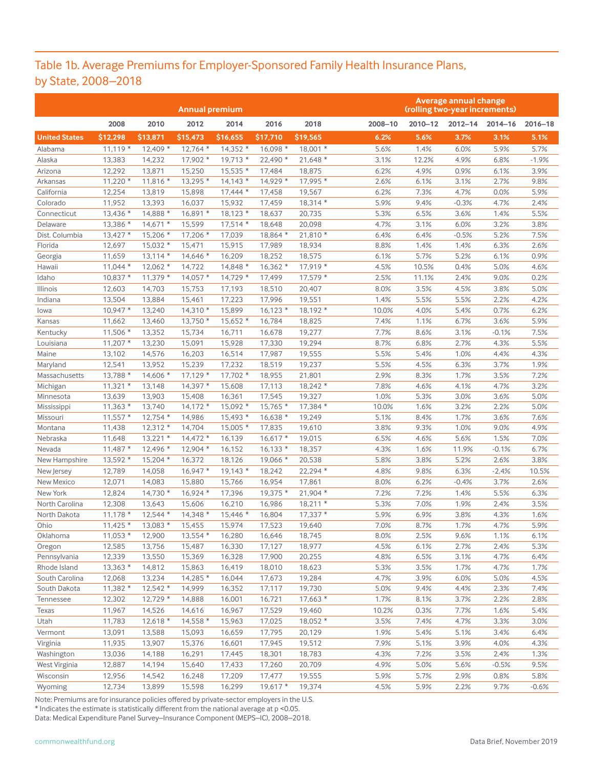## Table 1b. Average Premiums for Employer-Sponsored Family Health Insurance Plans, by State, 2008–2018

| | Annual premium | | | | | | Average annual change (rolling two-year increments) | | | | |
|---|---|---|---|---|---|---|---|---|---|---|---|
| | 2008 | 2010 | 2012 | 2014 | 2016 | 2018 | 2008–10 | 2010–12 | 2012–14 | 2014–16 | 2016–18 |
| **United States** | **$12,298** | **$13,871** | **$15,473** | **$16,655** | **$17,710** | **$19,565** | **6.2%** | **5.6%** | **3.7%** | **3.1%** | **5.1%** |
| Alabama | 11,119 * | 12,409 * | 12,764 * | 14,352 * | 16,098 * | 18,001 * | 5.6% | 1.4% | 6.0% | 5.9% | 5.7% |
| Alaska | 13,383 | 14,232 | 17,902 * | 19,713 * | 22,490 * | 21,648 * | 3.1% | 12.2% | 4.9% | 6.8% | -1.9% |
| Arizona | 12,292 | 13,871 | 15,250 | 15,535 * | 17,484 | 18,875 | 6.2% | 4.9% | 0.9% | 6.1% | 3.9% |
| Arkansas | 11,220 * | 11,816 * | 13,295 * | 14,143 * | 14,929 * | 17,995 * | 2.6% | 6.1% | 3.1% | 2.7% | 9.8% |
| California | 12,254 | 13,819 | 15,898 | 17,444 * | 17,458 | 19,567 | 6.2% | 7.3% | 4.7% | 0.0% | 5.9% |
| Colorado | 11,952 | 13,393 | 16,037 | 15,932 | 17,459 | 18,314 * | 5.9% | 9.4% | -0.3% | 4.7% | 2.4% |
| Connecticut | 13,436 * | 14,888 * | 16,891 * | 18,123 * | 18,637 | 20,735 | 5.3% | 6.5% | 3.6% | 1.4% | 5.5% |
| Delaware | 13,386 * | 14,671 * | 15,599 | 17,514 * | 18,648 | 20,098 | 4.7% | 3.1% | 6.0% | 3.2% | 3.8% |
| Dist. Columbia | 13,427 * | 15,206 * | 17,206 * | 17,039 | 18,864 * | 21,810 * | 6.4% | 6.4% | -0.5% | 5.2% | 7.5% |
| Florida | 12,697 | 15,032 * | 15,471 | 15,915 | 17,989 | 18,934 | 8.8% | 1.4% | 1.4% | 6.3% | 2.6% |
| Georgia | 11,659 | 13,114 * | 14,646 * | 16,209 | 18,252 | 18,575 | 6.1% | 5.7% | 5.2% | 6.1% | 0.9% |
| Hawaii | 11,044 * | 12,062 * | 14,722 | 14,848 * | 16,362 * | 17,919 * | 4.5% | 10.5% | 0.4% | 5.0% | 4.6% |
| Idaho | 10,837 * | 11,379 * | 14,057 * | 14,729 * | 17,499 | 17,579 * | 2.5% | 11.1% | 2.4% | 9.0% | 0.2% |
| Illinois | 12,603 | 14,703 | 15,753 | 17,193 | 18,510 | 20,407 | 8.0% | 3.5% | 4.5% | 3.8% | 5.0% |
| Indiana | 13,504 | 13,884 | 15,461 | 17,223 | 17,996 | 19,551 | 1.4% | 5.5% | 5.5% | 2.2% | 4.2% |
| Iowa | 10,947 * | 13,240 | 14,310 * | 15,899 | 16,123 * | 18,192 * | 10.0% | 4.0% | 5.4% | 0.7% | 6.2% |
| Kansas | 11,662 | 13,460 | 13,750 * | 15,652 * | 16,784 | 18,825 | 7.4% | 1.1% | 6.7% | 3.6% | 5.9% |
| Kentucky | 11,506 * | 13,352 | 15,734 | 16,711 | 16,678 | 19,277 | 7.7% | 8.6% | 3.1% | -0.1% | 7.5% |
| Louisiana | 11,207 * | 13,230 | 15,091 | 15,928 | 17,330 | 19,294 | 8.7% | 6.8% | 2.7% | 4.3% | 5.5% |
| Maine | 13,102 | 14,576 | 16,203 | 16,514 | 17,987 | 19,555 | 5.5% | 5.4% | 1.0% | 4.4% | 4.3% |
| Maryland | 12,541 | 13,952 | 15,239 | 17,232 | 18,519 | 19,237 | 5.5% | 4.5% | 6.3% | 3.7% | 1.9% |
| Massachusetts | 13,788 * | 14,606 * | 17,129 * | 17,702 * | 18,955 | 21,801 | 2.9% | 8.3% | 1.7% | 3.5% | 7.2% |
| Michigan | 11,321 * | 13,148 | 14,397 * | 15,608 | 17,113 | 18,242 * | 7.8% | 4.6% | 4.1% | 4.7% | 3.2% |
| Minnesota | 13,639 | 13,903 | 15,408 | 16,361 | 17,545 | 19,327 | 1.0% | 5.3% | 3.0% | 3.6% | 5.0% |
| Mississippi | 11,363 * | 13,740 | 14,172 * | 15,092 * | 15,765 * | 17,384 * | 10.0% | 1.6% | 3.2% | 2.2% | 5.0% |
| Missouri | 11,557 * | 12,754 * | 14,986 | 15,493 * | 16,638 * | 19,249 | 5.1% | 8.4% | 1.7% | 3.6% | 7.6% |
| Montana | 11,438 | 12,312 * | 14,704 | 15,005 * | 17,835 | 19,610 | 3.8% | 9.3% | 1.0% | 9.0% | 4.9% |
| Nebraska | 11,648 | 13,221 * | 14,472 * | 16,139 | 16,617 * | 19,015 | 6.5% | 4.6% | 5.6% | 1.5% | 7.0% |
| Nevada | 11,487 * | 12,496 * | 12,904 * | 16,152 | 16,133 * | 18,357 | 4.3% | 1.6% | 11.9% | -0.1% | 6.7% |
| New Hampshire | 13,592 * | 15,204 * | 16,372 | 18,126 | 19,066 * | 20,538 | 5.8% | 3.8% | 5.2% | 2.6% | 3.8% |
| New Jersey | 12,789 | 14,058 | 16,947 * | 19,143 * | 18,242 | 22,294 * | 4.8% | 9.8% | 6.3% | -2.4% | 10.5% |
| New Mexico | 12,071 | 14,083 | 15,880 | 15,766 | 16,954 | 17,861 | 8.0% | 6.2% | -0.4% | 3.7% | 2.6% |
| New York | 12,824 | 14,730 * | 16,924 * | 17,396 | 19,375 * | 21,904 * | 7.2% | 7.2% | 1.4% | 5.5% | 6.3% |
| North Carolina | 12,308 | 13,643 | 15,606 | 16,210 | 16,986 | 18,211 * | 5.3% | 7.0% | 1.9% | 2.4% | 3.5% |
| North Dakota | 11,178 * | 12,544 * | 14,348 * | 15,446 * | 16,804 | 17,337 * | 5.9% | 6.9% | 3.8% | 4.3% | 1.6% |
| Ohio | 11,425 * | 13,083 * | 15,455 | 15,974 | 17,523 | 19,640 | 7.0% | 8.7% | 1.7% | 4.7% | 5.9% |
| Oklahoma | 11,053 * | 12,900 | 13,554 * | 16,280 | 16,646 | 18,745 | 8.0% | 2.5% | 9.6% | 1.1% | 6.1% |
| Oregon | 12,585 | 13,756 | 15,487 | 16,330 | 17,127 | 18,977 | 4.5% | 6.1% | 2.7% | 2.4% | 5.3% |
| Pennsylvania | 12,339 | 13,550 | 15,369 | 16,328 | 17,900 | 20,255 | 4.8% | 6.5% | 3.1% | 4.7% | 6.4% |
| Rhode Island | 13,363 * | 14,812 | 15,863 | 16,419 | 18,010 | 18,623 | 5.3% | 3.5% | 1.7% | 4.7% | 1.7% |
| South Carolina | 12,068 | 13,234 | 14,285 * | 16,044 | 17,673 | 19,284 | 4.7% | 3.9% | 6.0% | 5.0% | 4.5% |
| South Dakota | 11,382 * | 12,542 * | 14,999 | 16,352 | 17,117 | 19,730 | 5.0% | 9.4% | 4.4% | 2.3% | 7.4% |
| Tennessee | 12,302 | 12,729 * | 14,888 | 16,001 | 16,721 | 17,663 * | 1.7% | 8.1% | 3.7% | 2.2% | 2.8% |
| Texas | 11,967 | 14,526 | 14,616 | 16,967 | 17,529 | 19,460 | 10.2% | 0.3% | 7.7% | 1.6% | 5.4% |
| Utah | 11,783 | 12,618 * | 14,558 * | 15,963 | 17,025 | 18,052 * | 3.5% | 7.4% | 4.7% | 3.3% | 3.0% |
| Vermont | 13,091 | 13,588 | 15,093 | 16,659 | 17,795 | 20,129 | 1.9% | 5.4% | 5.1% | 3.4% | 6.4% |
| Virginia | 11,935 | 13,907 | 15,376 | 16,601 | 17,945 | 19,512 | 7.9% | 5.1% | 3.9% | 4.0% | 4.3% |
| Washington | 13,036 | 14,188 | 16,291 | 17,445 | 18,301 | 18,783 | 4.3% | 7.2% | 3.5% | 2.4% | 1.3% |
| West Virginia | 12,887 | 14,194 | 15,640 | 17,433 | 17,260 | 20,709 | 4.9% | 5.0% | 5.6% | -0.5% | 9.5% |
| Wisconsin | 12,956 | 14,542 | 16,248 | 17,209 | 17,477 | 19,555 | 5.9% | 5.7% | 2.9% | 0.8% | 5.8% |
| Wyoming | 12,734 | 13,899 | 15,598 | 16,299 | 19,617 * | 19,374 | 4.5% | 5.9% | 2.2% | 9.7% | -0.6% |

Note: Premiums are for insurance policies offered by private-sector employers in the U.S.
* Indicates the estimate is statistically different from the national average at $p < 0.05$.
Data: Medical Expenditure Panel Survey–Insurance Component (MEPS–IC), 2008–2018.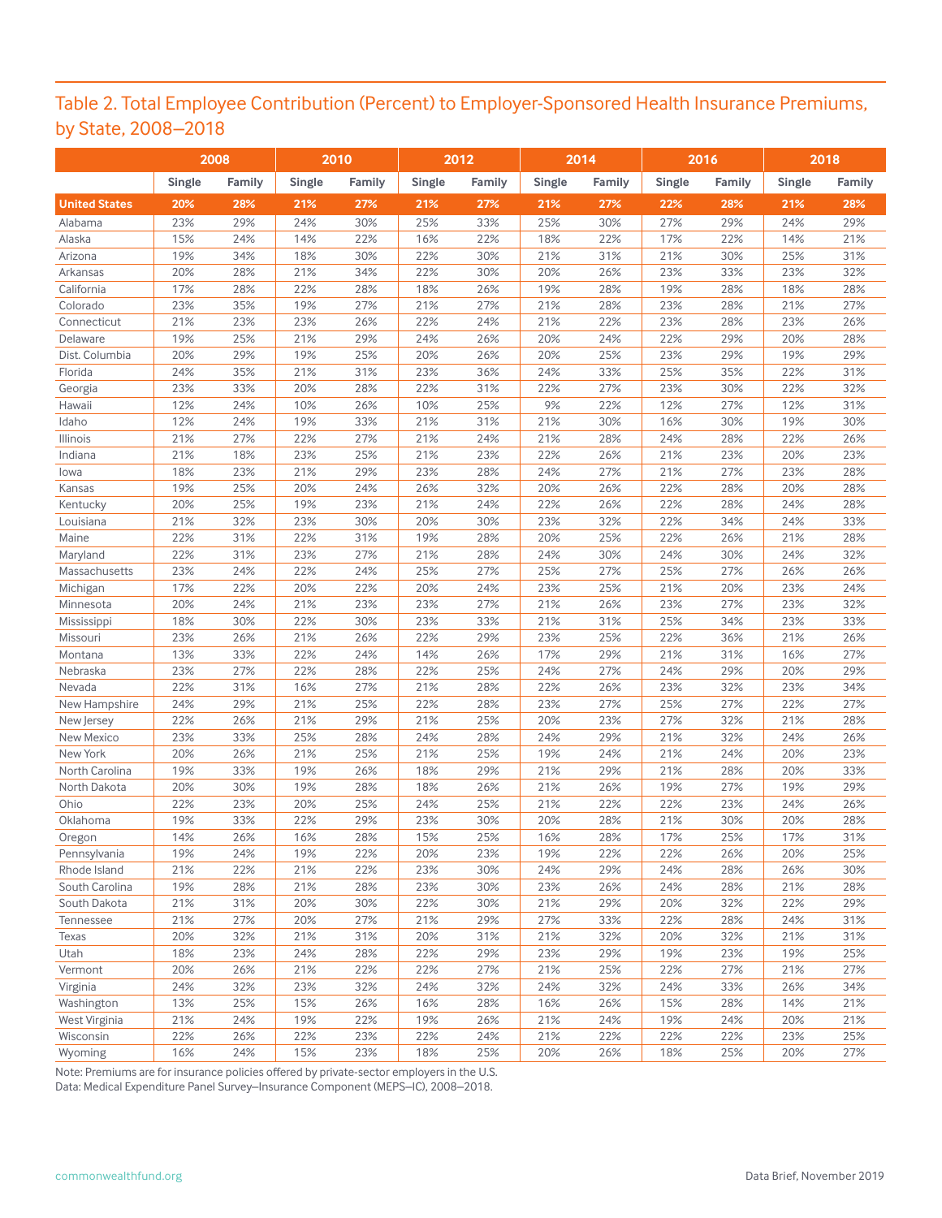## Table 2. Total Employee Contribution (Percent) to Employer-Sponsored Health Insurance Premiums, by State, 2008–2018

| | 2008 | | 2010 | | 2012 | | 2014 | | 2016 | | 2018 | |
|---|---|---|---|---|---|---|---|---|---|---|---|---|
| | Single | Family | Single | Family | Single | Family | Single | Family | Single | Family | Single | Family |
| **United States** | **20%** | **28%** | **21%** | **27%** | **21%** | **27%** | **21%** | **27%** | **22%** | **28%** | **21%** | **28%** |
| Alabama | 23% | 29% | 24% | 30% | 25% | 33% | 25% | 30% | 27% | 29% | 24% | 29% |
| Alaska | 15% | 24% | 14% | 22% | 16% | 22% | 18% | 22% | 17% | 22% | 14% | 21% |
| Arizona | 19% | 34% | 18% | 30% | 22% | 30% | 21% | 31% | 21% | 30% | 25% | 31% |
| Arkansas | 20% | 28% | 21% | 34% | 22% | 30% | 20% | 26% | 23% | 33% | 23% | 32% |
| California | 17% | 28% | 22% | 28% | 18% | 26% | 19% | 28% | 19% | 28% | 18% | 28% |
| Colorado | 23% | 35% | 19% | 27% | 21% | 27% | 21% | 28% | 23% | 28% | 21% | 27% |
| Connecticut | 21% | 23% | 23% | 26% | 22% | 24% | 21% | 22% | 23% | 28% | 23% | 26% |
| Delaware | 19% | 25% | 21% | 29% | 24% | 26% | 20% | 24% | 22% | 29% | 20% | 28% |
| Dist. Columbia | 20% | 29% | 19% | 25% | 20% | 26% | 20% | 25% | 23% | 29% | 19% | 29% |
| Florida | 24% | 35% | 21% | 31% | 23% | 36% | 24% | 33% | 25% | 35% | 22% | 31% |
| Georgia | 23% | 33% | 20% | 28% | 22% | 31% | 22% | 27% | 23% | 30% | 22% | 32% |
| Hawaii | 12% | 24% | 10% | 26% | 10% | 25% | 9% | 22% | 12% | 27% | 12% | 31% |
| Idaho | 12% | 24% | 19% | 33% | 21% | 31% | 21% | 30% | 16% | 30% | 19% | 30% |
| Illinois | 21% | 27% | 22% | 27% | 21% | 24% | 21% | 28% | 24% | 28% | 22% | 26% |
| Indiana | 21% | 18% | 23% | 25% | 21% | 23% | 22% | 26% | 21% | 23% | 20% | 23% |
| Iowa | 18% | 23% | 21% | 29% | 23% | 28% | 24% | 27% | 21% | 27% | 23% | 28% |
| Kansas | 19% | 25% | 20% | 24% | 26% | 32% | 20% | 26% | 22% | 28% | 20% | 28% |
| Kentucky | 20% | 25% | 19% | 23% | 21% | 24% | 22% | 26% | 22% | 28% | 24% | 28% |
| Louisiana | 21% | 32% | 23% | 30% | 20% | 30% | 23% | 32% | 22% | 34% | 24% | 33% |
| Maine | 22% | 31% | 22% | 31% | 19% | 28% | 20% | 25% | 22% | 26% | 21% | 28% |
| Maryland | 22% | 31% | 23% | 27% | 21% | 28% | 24% | 30% | 24% | 30% | 24% | 32% |
| Massachusetts | 23% | 24% | 22% | 24% | 25% | 27% | 25% | 27% | 25% | 27% | 26% | 26% |
| Michigan | 17% | 22% | 20% | 22% | 20% | 24% | 23% | 25% | 21% | 20% | 23% | 24% |
| Minnesota | 20% | 24% | 21% | 23% | 23% | 27% | 21% | 26% | 23% | 27% | 23% | 32% |
| Mississippi | 18% | 30% | 22% | 30% | 23% | 33% | 21% | 31% | 25% | 34% | 23% | 33% |
| Missouri | 23% | 26% | 21% | 26% | 22% | 29% | 23% | 25% | 22% | 36% | 21% | 26% |
| Montana | 13% | 33% | 22% | 24% | 14% | 26% | 17% | 29% | 21% | 31% | 16% | 27% |
| Nebraska | 23% | 27% | 22% | 28% | 22% | 25% | 24% | 27% | 24% | 29% | 20% | 29% |
| Nevada | 22% | 31% | 16% | 27% | 21% | 28% | 22% | 26% | 23% | 32% | 23% | 34% |
| New Hampshire | 24% | 29% | 21% | 25% | 22% | 28% | 23% | 27% | 25% | 27% | 22% | 27% |
| New Jersey | 22% | 26% | 21% | 29% | 21% | 25% | 20% | 23% | 27% | 32% | 21% | 28% |
| New Mexico | 23% | 33% | 25% | 28% | 24% | 28% | 24% | 29% | 21% | 32% | 24% | 26% |
| New York | 20% | 26% | 21% | 25% | 21% | 25% | 19% | 24% | 21% | 24% | 20% | 23% |
| North Carolina | 19% | 33% | 19% | 26% | 18% | 29% | 21% | 29% | 21% | 28% | 20% | 33% |
| North Dakota | 20% | 30% | 19% | 28% | 18% | 26% | 21% | 26% | 19% | 27% | 19% | 29% |
| Ohio | 22% | 23% | 20% | 25% | 24% | 25% | 21% | 22% | 22% | 23% | 24% | 26% |
| Oklahoma | 19% | 33% | 22% | 29% | 23% | 30% | 20% | 28% | 21% | 30% | 20% | 28% |
| Oregon | 14% | 26% | 16% | 28% | 15% | 25% | 16% | 28% | 17% | 25% | 17% | 31% |
| Pennsylvania | 19% | 24% | 19% | 22% | 20% | 23% | 19% | 22% | 22% | 26% | 20% | 25% |
| Rhode Island | 21% | 22% | 21% | 22% | 23% | 30% | 24% | 29% | 24% | 28% | 26% | 30% |
| South Carolina | 19% | 28% | 21% | 28% | 23% | 30% | 23% | 26% | 24% | 28% | 21% | 28% |
| South Dakota | 21% | 31% | 20% | 30% | 22% | 30% | 21% | 29% | 20% | 32% | 22% | 29% |
| Tennessee | 21% | 27% | 20% | 27% | 21% | 29% | 27% | 33% | 22% | 28% | 24% | 31% |
| Texas | 20% | 32% | 21% | 31% | 20% | 31% | 21% | 32% | 20% | 32% | 21% | 31% |
| Utah | 18% | 23% | 24% | 28% | 22% | 29% | 23% | 29% | 19% | 23% | 19% | 25% |
| Vermont | 20% | 26% | 21% | 22% | 22% | 27% | 21% | 25% | 22% | 27% | 21% | 27% |
| Virginia | 24% | 32% | 23% | 32% | 24% | 32% | 24% | 32% | 24% | 33% | 26% | 34% |
| Washington | 13% | 25% | 15% | 26% | 16% | 28% | 16% | 26% | 15% | 28% | 14% | 21% |
| West Virginia | 21% | 24% | 19% | 22% | 19% | 26% | 21% | 24% | 19% | 24% | 20% | 21% |
| Wisconsin | 22% | 26% | 22% | 23% | 22% | 24% | 21% | 22% | 22% | 22% | 23% | 25% |
| Wyoming | 16% | 24% | 15% | 23% | 18% | 25% | 20% | 26% | 18% | 25% | 20% | 27% |

Note: Premiums are for insurance policies offered by private-sector employers in the U.S.
Data: Medical Expenditure Panel Survey–Insurance Component (MEPS–IC), 2008–2018.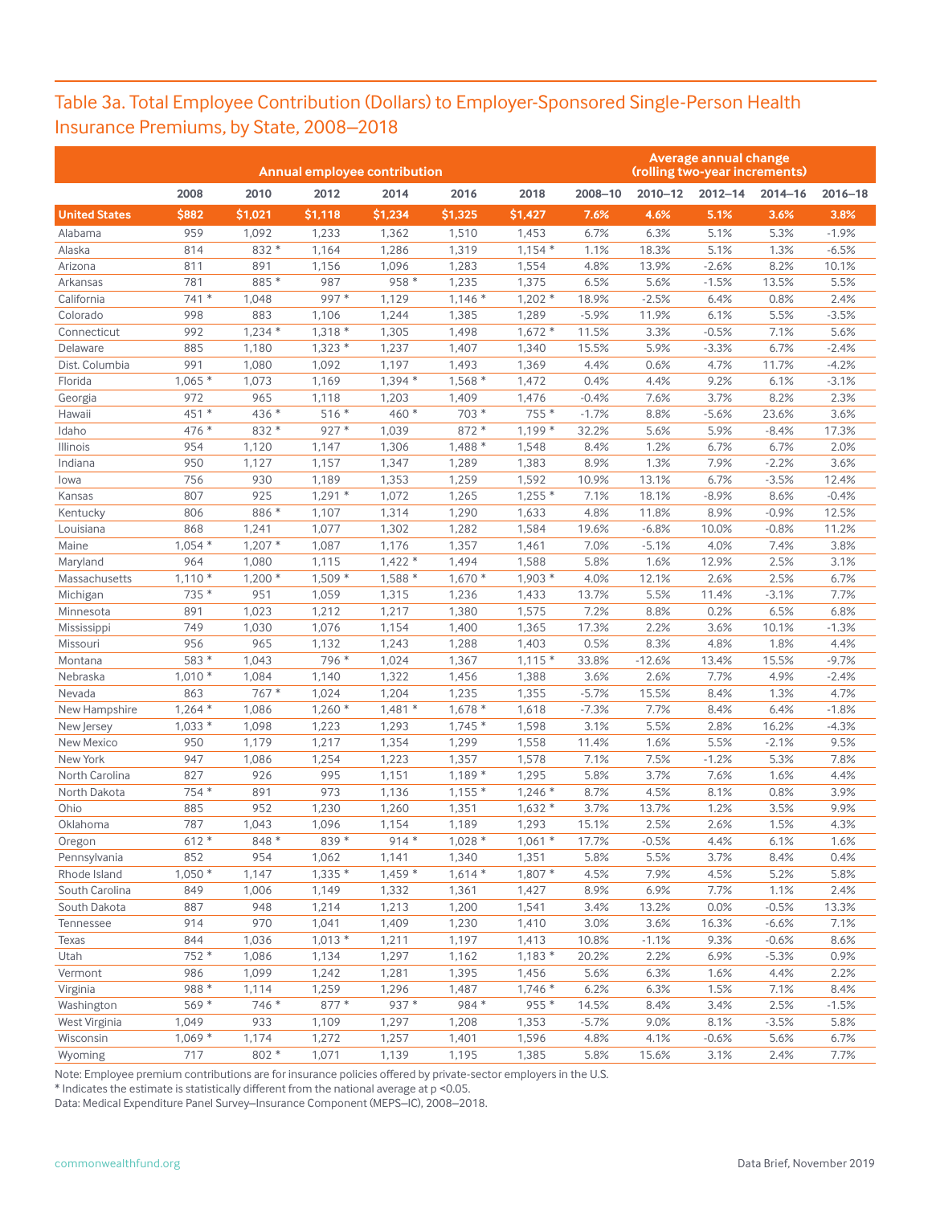## Table 3a. Total Employee Contribution (Dollars) to Employer-Sponsored Single-Person Health Insurance Premiums, by State, 2008–2018

| | Annual employee contribution | | | | | | Average annual change (rolling two-year increments) | | | | |
|---|---|---|---|---|---|---|---|---|---|---|---|
| | 2008 | 2010 | 2012 | 2014 | 2016 | 2018 | 2008–10 | 2010–12 | 2012–14 | 2014–16 | 2016–18 |
| **United States** | **$882** | **$1,021** | **$1,118** | **$1,234** | **$1,325** | **$1,427** | **7.6%** | **4.6%** | **5.1%** | **3.6%** | **3.8%** |
| Alabama | 959 | 1,092 | 1,233 | 1,362 | 1,510 | 1,453 | 6.7% | 6.3% | 5.1% | 5.3% | -1.9% |
| Alaska | 814 | 832 * | 1,164 | 1,286 | 1,319 | 1,154 * | 1.1% | 18.3% | 5.1% | 1.3% | -6.5% |
| Arizona | 811 | 891 | 1,156 | 1,096 | 1,283 | 1,554 | 4.8% | 13.9% | -2.6% | 8.2% | 10.1% |
| Arkansas | 781 | 885 * | 987 | 958 * | 1,235 | 1,375 | 6.5% | 5.6% | -1.5% | 13.5% | 5.5% |
| California | 741 * | 1,048 | 997 * | 1,129 | 1,146 * | 1,202 * | 18.9% | -2.5% | 6.4% | 0.8% | 2.4% |
| Colorado | 998 | 883 | 1,106 | 1,244 | 1,385 | 1,289 | -5.9% | 11.9% | 6.1% | 5.5% | -3.5% |
| Connecticut | 992 | 1,234 * | 1,318 * | 1,305 | 1,498 | 1,672 * | 11.5% | 3.3% | -0.5% | 7.1% | 5.6% |
| Delaware | 885 | 1,180 | 1,323 * | 1,237 | 1,407 | 1,340 | 15.5% | 5.9% | -3.3% | 6.7% | -2.4% |
| Dist. Columbia | 991 | 1,080 | 1,092 | 1,197 | 1,493 | 1,369 | 4.4% | 0.6% | 4.7% | 11.7% | -4.2% |
| Florida | 1,065 * | 1,073 | 1,169 | 1,394 * | 1,568 * | 1,472 | 0.4% | 4.4% | 9.2% | 6.1% | -3.1% |
| Georgia | 972 | 965 | 1,118 | 1,203 | 1,409 | 1,476 | -0.4% | 7.6% | 3.7% | 8.2% | 2.3% |
| Hawaii | 451 * | 436 * | 516 * | 460 * | 703 * | 755 * | -1.7% | 8.8% | -5.6% | 23.6% | 3.6% |
| Idaho | 476 * | 832 * | 927 * | 1,039 | 872 * | 1,199 * | 32.2% | 5.6% | 5.9% | -8.4% | 17.3% |
| Illinois | 954 | 1,120 | 1,147 | 1,306 | 1,488 * | 1,548 | 8.4% | 1.2% | 6.7% | 6.7% | 2.0% |
| Indiana | 950 | 1,127 | 1,157 | 1,347 | 1,289 | 1,383 | 8.9% | 1.3% | 7.9% | -2.2% | 3.6% |
| Iowa | 756 | 930 | 1,189 | 1,353 | 1,259 | 1,592 | 10.9% | 13.1% | 6.7% | -3.5% | 12.4% |
| Kansas | 807 | 925 | 1,291 * | 1,072 | 1,265 | 1,255 * | 7.1% | 18.1% | -8.9% | 8.6% | -0.4% |
| Kentucky | 806 | 886 * | 1,107 | 1,314 | 1,290 | 1,633 | 4.8% | 11.8% | 8.9% | -0.9% | 12.5% |
| Louisiana | 868 | 1,241 | 1,077 | 1,302 | 1,282 | 1,584 | 19.6% | -6.8% | 10.0% | -0.8% | 11.2% |
| Maine | 1,054 * | 1,207 * | 1,087 | 1,176 | 1,357 | 1,461 | 7.0% | -5.1% | 4.0% | 7.4% | 3.8% |
| Maryland | 964 | 1,080 | 1,115 | 1,422 * | 1,494 | 1,588 | 5.8% | 1.6% | 12.9% | 2.5% | 3.1% |
| Massachusetts | 1,110 * | 1,200 * | 1,509 * | 1,588 * | 1,670 * | 1,903 * | 4.0% | 12.1% | 2.6% | 2.5% | 6.7% |
| Michigan | 735 * | 951 | 1,059 | 1,315 | 1,236 | 1,433 | 13.7% | 5.5% | 11.4% | -3.1% | 7.7% |
| Minnesota | 891 | 1,023 | 1,212 | 1,217 | 1,380 | 1,575 | 7.2% | 8.8% | 0.2% | 6.5% | 6.8% |
| Mississippi | 749 | 1,030 | 1,076 | 1,154 | 1,400 | 1,365 | 17.3% | 2.2% | 3.6% | 10.1% | -1.3% |
| Missouri | 956 | 965 | 1,132 | 1,243 | 1,288 | 1,403 | 0.5% | 8.3% | 4.8% | 1.8% | 4.4% |
| Montana | 583 * | 1,043 | 796 * | 1,024 | 1,367 | 1,115 * | 33.8% | -12.6% | 13.4% | 15.5% | -9.7% |
| Nebraska | 1,010 * | 1,084 | 1,140 | 1,322 | 1,456 | 1,388 | 3.6% | 2.6% | 7.7% | 4.9% | -2.4% |
| Nevada | 863 | 767 * | 1,024 | 1,204 | 1,235 | 1,355 | -5.7% | 15.5% | 8.4% | 1.3% | 4.7% |
| New Hampshire | 1,264 * | 1,086 | 1,260 * | 1,481 * | 1,678 * | 1,618 | -7.3% | 7.7% | 8.4% | 6.4% | -1.8% |
| New Jersey | 1,033 * | 1,098 | 1,223 | 1,293 | 1,745 * | 1,598 | 3.1% | 5.5% | 2.8% | 16.2% | -4.3% |
| New Mexico | 950 | 1,179 | 1,217 | 1,354 | 1,299 | 1,558 | 11.4% | 1.6% | 5.5% | -2.1% | 9.5% |
| New York | 947 | 1,086 | 1,254 | 1,223 | 1,357 | 1,578 | 7.1% | 7.5% | -1.2% | 5.3% | 7.8% |
| North Carolina | 827 | 926 | 995 | 1,151 | 1,189 * | 1,295 | 5.8% | 3.7% | 7.6% | 1.6% | 4.4% |
| North Dakota | 754 * | 891 | 973 | 1,136 | 1,155 * | 1,246 * | 8.7% | 4.5% | 8.1% | 0.8% | 3.9% |
| Ohio | 885 | 952 | 1,230 | 1,260 | 1,351 | 1,632 * | 3.7% | 13.7% | 1.2% | 3.5% | 9.9% |
| Oklahoma | 787 | 1,043 | 1,096 | 1,154 | 1,189 | 1,293 | 15.1% | 2.5% | 2.6% | 1.5% | 4.3% |
| Oregon | 612 * | 848 * | 839 * | 914 * | 1,028 * | 1,061 * | 17.7% | -0.5% | 4.4% | 6.1% | 1.6% |
| Pennsylvania | 852 | 954 | 1,062 | 1,141 | 1,340 | 1,351 | 5.8% | 5.5% | 3.7% | 8.4% | 0.4% |
| Rhode Island | 1,050 * | 1,147 | 1,335 * | 1,459 * | 1,614 * | 1,807 * | 4.5% | 7.9% | 4.5% | 5.2% | 5.8% |
| South Carolina | 849 | 1,006 | 1,149 | 1,332 | 1,361 | 1,427 | 8.9% | 6.9% | 7.7% | 1.1% | 2.4% |
| South Dakota | 887 | 948 | 1,214 | 1,213 | 1,200 | 1,541 | 3.4% | 13.2% | 0.0% | -0.5% | 13.3% |
| Tennessee | 914 | 970 | 1,041 | 1,409 | 1,230 | 1,410 | 3.0% | 3.6% | 16.3% | -6.6% | 7.1% |
| Texas | 844 | 1,036 | 1,013 * | 1,211 | 1,197 | 1,413 | 10.8% | -1.1% | 9.3% | -0.6% | 8.6% |
| Utah | 752 * | 1,086 | 1,134 | 1,297 | 1,162 | 1,183 * | 20.2% | 2.2% | 6.9% | -5.3% | 0.9% |
| Vermont | 986 | 1,099 | 1,242 | 1,281 | 1,395 | 1,456 | 5.6% | 6.3% | 1.6% | 4.4% | 2.2% |
| Virginia | 988 * | 1,114 | 1,259 | 1,296 | 1,487 | 1,746 * | 6.2% | 6.3% | 1.5% | 7.1% | 8.4% |
| Washington | 569 * | 746 * | 877 * | 937 * | 984 * | 955 * | 14.5% | 8.4% | 3.4% | 2.5% | -1.5% |
| West Virginia | 1,049 | 933 | 1,109 | 1,297 | 1,208 | 1,353 | -5.7% | 9.0% | 8.1% | -3.5% | 5.8% |
| Wisconsin | 1,069 * | 1,174 | 1,272 | 1,257 | 1,401 | 1,596 | 4.8% | 4.1% | -0.6% | 5.6% | 6.7% |
| Wyoming | 717 | 802 * | 1,071 | 1,139 | 1,195 | 1,385 | 5.8% | 15.6% | 3.1% | 2.4% | 7.7% |

Note: Employee premium contributions are for insurance policies offered by private-sector employers in the U.S.

* Indicates the estimate is statistically different from the national average at $p < 0.05$.

Data: Medical Expenditure Panel Survey–Insurance Component (MEPS–IC), 2008–2018.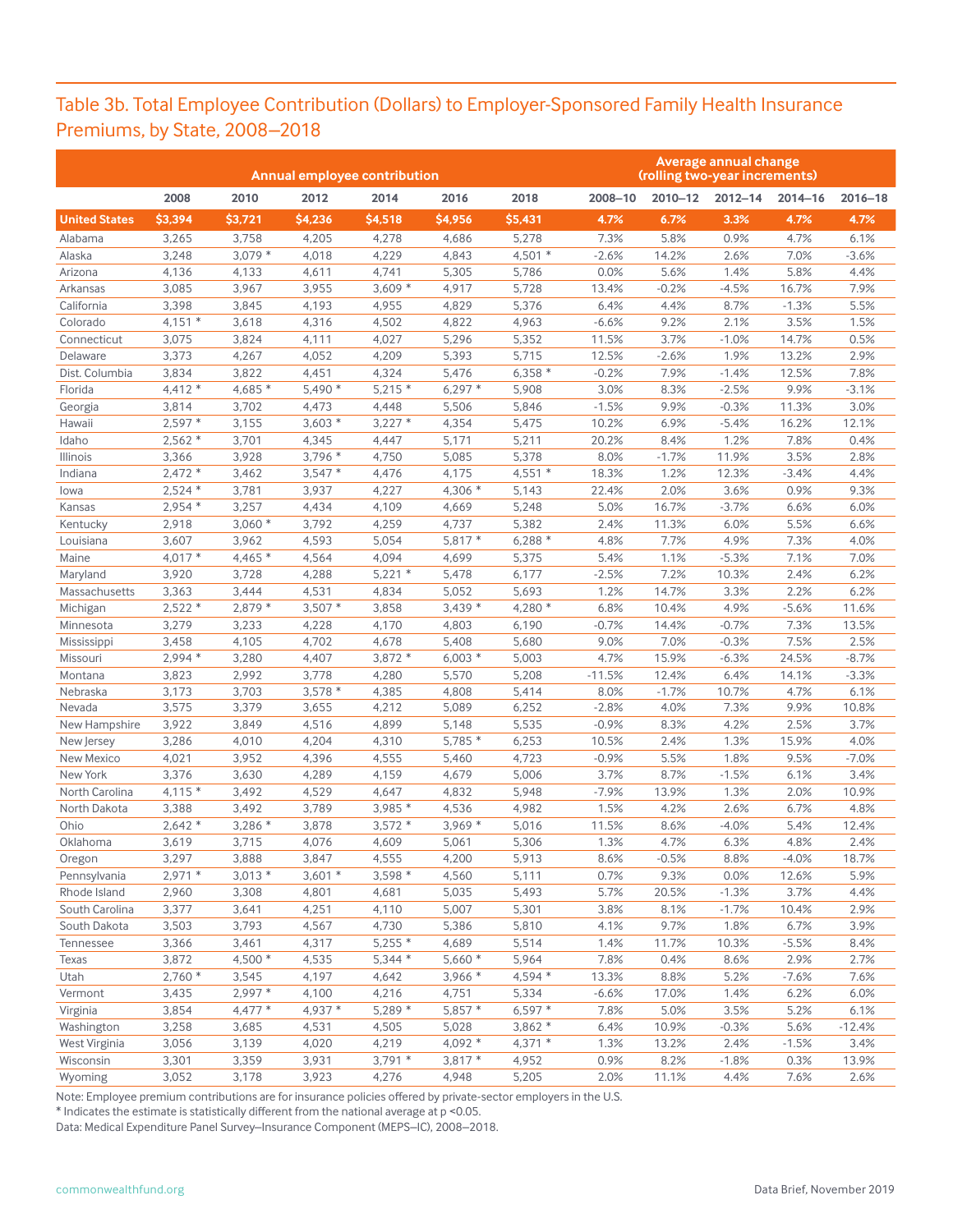## Table 3b. Total Employee Contribution (Dollars) to Employer-Sponsored Family Health Insurance Premiums, by State, 2008–2018

| | Annual employee contribution | | | | | | Average annual change (rolling two-year increments) | | | | |
|---|---|---|---|---|---|---|---|---|---|---|---|
| | 2008 | 2010 | 2012 | 2014 | 2016 | 2018 | 2008–10 | 2010–12 | 2012–14 | 2014–16 | 2016–18 |
| **United States** | **$3,394** | **$3,721** | **$4,236** | **$4,518** | **$4,956** | **$5,431** | **4.7%** | **6.7%** | **3.3%** | **4.7%** | **4.7%** |
| Alabama | 3,265 | 3,758 | 4,205 | 4,278 | 4,686 | 5,278 | 7.3% | 5.8% | 0.9% | 4.7% | 6.1% |
| Alaska | 3,248 | 3,079 * | 4,018 | 4,229 | 4,843 | 4,501 * | -2.6% | 14.2% | 2.6% | 7.0% | -3.6% |
| Arizona | 4,136 | 4,133 | 4,611 | 4,741 | 5,305 | 5,786 | 0.0% | 5.6% | 1.4% | 5.8% | 4.4% |
| Arkansas | 3,085 | 3,967 | 3,955 | 3,609 * | 4,917 | 5,728 | 13.4% | -0.2% | -4.5% | 16.7% | 7.9% |
| California | 3,398 | 3,845 | 4,193 | 4,955 | 4,829 | 5,376 | 6.4% | 4.4% | 8.7% | -1.3% | 5.5% |
| Colorado | 4,151 * | 3,618 | 4,316 | 4,502 | 4,822 | 4,963 | -6.6% | 9.2% | 2.1% | 3.5% | 1.5% |
| Connecticut | 3,075 | 3,824 | 4,111 | 4,027 | 5,296 | 5,352 | 11.5% | 3.7% | -1.0% | 14.7% | 0.5% |
| Delaware | 3,373 | 4,267 | 4,052 | 4,209 | 5,393 | 5,715 | 12.5% | -2.6% | 1.9% | 13.2% | 2.9% |
| Dist. Columbia | 3,834 | 3,822 | 4,451 | 4,324 | 5,476 | 6,358 * | -0.2% | 7.9% | -1.4% | 12.5% | 7.8% |
| Florida | 4,412 * | 4,685 * | 5,490 * | 5,215 * | 6,297 * | 5,908 | 3.0% | 8.3% | -2.5% | 9.9% | -3.1% |
| Georgia | 3,814 | 3,702 | 4,473 | 4,448 | 5,506 | 5,846 | -1.5% | 9.9% | -0.3% | 11.3% | 3.0% |
| Hawaii | 2,597 * | 3,155 | 3,603 * | 3,227 * | 4,354 | 5,475 | 10.2% | 6.9% | -5.4% | 16.2% | 12.1% |
| Idaho | 2,562 * | 3,701 | 4,345 | 4,447 | 5,171 | 5,211 | 20.2% | 8.4% | 1.2% | 7.8% | 0.4% |
| Illinois | 3,366 | 3,928 | 3,796 * | 4,750 | 5,085 | 5,378 | 8.0% | -1.7% | 11.9% | 3.5% | 2.8% |
| Indiana | 2,472 * | 3,462 | 3,547 * | 4,476 | 4,175 | 4,551 * | 18.3% | 1.2% | 12.3% | -3.4% | 4.4% |
| Iowa | 2,524 * | 3,781 | 3,937 | 4,227 | 4,306 * | 5,143 | 22.4% | 2.0% | 3.6% | 0.9% | 9.3% |
| Kansas | 2,954 * | 3,257 | 4,434 | 4,109 | 4,669 | 5,248 | 5.0% | 16.7% | -3.7% | 6.6% | 6.0% |
| Kentucky | 2,918 | 3,060 * | 3,792 | 4,259 | 4,737 | 5,382 | 2.4% | 11.3% | 6.0% | 5.5% | 6.6% |
| Louisiana | 3,607 | 3,962 | 4,593 | 5,054 | 5,817 * | 6,288 * | 4.8% | 7.7% | 4.9% | 7.3% | 4.0% |
| Maine | 4,017 * | 4,465 * | 4,564 | 4,094 | 4,699 | 5,375 | 5.4% | 1.1% | -5.3% | 7.1% | 7.0% |
| Maryland | 3,920 | 3,728 | 4,288 | 5,221 * | 5,478 | 6,177 | -2.5% | 7.2% | 10.3% | 2.4% | 6.2% |
| Massachusetts | 3,363 | 3,444 | 4,531 | 4,834 | 5,052 | 5,693 | 1.2% | 14.7% | 3.3% | 2.2% | 6.2% |
| Michigan | 2,522 * | 2,879 * | 3,507 * | 3,858 | 3,439 * | 4,280 * | 6.8% | 10.4% | 4.9% | -5.6% | 11.6% |
| Minnesota | 3,279 | 3,233 | 4,228 | 4,170 | 4,803 | 6,190 | -0.7% | 14.4% | -0.7% | 7.3% | 13.5% |
| Mississippi | 3,458 | 4,105 | 4,702 | 4,678 | 5,408 | 5,680 | 9.0% | 7.0% | -0.3% | 7.5% | 2.5% |
| Missouri | 2,994 * | 3,280 | 4,407 | 3,872 * | 6,003 * | 5,003 | 4.7% | 15.9% | -6.3% | 24.5% | -8.7% |
| Montana | 3,823 | 2,992 | 3,778 | 4,280 | 5,570 | 5,208 | -11.5% | 12.4% | 6.4% | 14.1% | -3.3% |
| Nebraska | 3,173 | 3,703 | 3,578 * | 4,385 | 4,808 | 5,414 | 8.0% | -1.7% | 10.7% | 4.7% | 6.1% |
| Nevada | 3,575 | 3,379 | 3,655 | 4,212 | 5,089 | 6,252 | -2.8% | 4.0% | 7.3% | 9.9% | 10.8% |
| New Hampshire | 3,922 | 3,849 | 4,516 | 4,899 | 5,148 | 5,535 | -0.9% | 8.3% | 4.2% | 2.5% | 3.7% |
| New Jersey | 3,286 | 4,010 | 4,204 | 4,310 | 5,785 * | 6,253 | 10.5% | 2.4% | 1.3% | 15.9% | 4.0% |
| New Mexico | 4,021 | 3,952 | 4,396 | 4,555 | 5,460 | 4,723 | -0.9% | 5.5% | 1.8% | 9.5% | -7.0% |
| New York | 3,376 | 3,630 | 4,289 | 4,159 | 4,679 | 5,006 | 3.7% | 8.7% | -1.5% | 6.1% | 3.4% |
| North Carolina | 4,115 * | 3,492 | 4,529 | 4,647 | 4,832 | 5,948 | -7.9% | 13.9% | 1.3% | 2.0% | 10.9% |
| North Dakota | 3,388 | 3,492 | 3,789 | 3,985 * | 4,536 | 4,982 | 1.5% | 4.2% | 2.6% | 6.7% | 4.8% |
| Ohio | 2,642 * | 3,286 * | 3,878 | 3,572 * | 3,969 * | 5,016 | 11.5% | 8.6% | -4.0% | 5.4% | 12.4% |
| Oklahoma | 3,619 | 3,715 | 4,076 | 4,609 | 5,061 | 5,306 | 1.3% | 4.7% | 6.3% | 4.8% | 2.4% |
| Oregon | 3,297 | 3,888 | 3,847 | 4,555 | 4,200 | 5,913 | 8.6% | -0.5% | 8.8% | -4.0% | 18.7% |
| Pennsylvania | 2,971 * | 3,013 * | 3,601 * | 3,598 * | 4,560 | 5,111 | 0.7% | 9.3% | 0.0% | 12.6% | 5.9% |
| Rhode Island | 2,960 | 3,308 | 4,801 | 4,681 | 5,035 | 5,493 | 5.7% | 20.5% | -1.3% | 3.7% | 4.4% |
| South Carolina | 3,377 | 3,641 | 4,251 | 4,110 | 5,007 | 5,301 | 3.8% | 8.1% | -1.7% | 10.4% | 2.9% |
| South Dakota | 3,503 | 3,793 | 4,567 | 4,730 | 5,386 | 5,810 | 4.1% | 9.7% | 1.8% | 6.7% | 3.9% |
| Tennessee | 3,366 | 3,461 | 4,317 | 5,255 * | 4,689 | 5,514 | 1.4% | 11.7% | 10.3% | -5.5% | 8.4% |
| Texas | 3,872 | 4,500 * | 4,535 | 5,344 * | 5,660 * | 5,964 | 7.8% | 0.4% | 8.6% | 2.9% | 2.7% |
| Utah | 2,760 * | 3,545 | 4,197 | 4,642 | 3,966 * | 4,594 * | 13.3% | 8.8% | 5.2% | -7.6% | 7.6% |
| Vermont | 3,435 | 2,997 * | 4,100 | 4,216 | 4,751 | 5,334 | -6.6% | 17.0% | 1.4% | 6.2% | 6.0% |
| Virginia | 3,854 | 4,477 * | 4,937 * | 5,289 * | 5,857 * | 6,597 * | 7.8% | 5.0% | 3.5% | 5.2% | 6.1% |
| Washington | 3,258 | 3,685 | 4,531 | 4,505 | 5,028 | 3,862 * | 6.4% | 10.9% | -0.3% | 5.6% | -12.4% |
| West Virginia | 3,056 | 3,139 | 4,020 | 4,219 | 4,092 * | 4,371 * | 1.3% | 13.2% | 2.4% | -1.5% | 3.4% |
| Wisconsin | 3,301 | 3,359 | 3,931 | 3,791 * | 3,817 * | 4,952 | 0.9% | 8.2% | -1.8% | 0.3% | 13.9% |
| Wyoming | 3,052 | 3,178 | 3,923 | 4,276 | 4,948 | 5,205 | 2.0% | 11.1% | 4.4% | 7.6% | 2.6% |

Note: Employee premium contributions are for insurance policies offered by private-sector employers in the U.S.

* Indicates the estimate is statistically different from the national average at $p < 0.05$.

Data: Medical Expenditure Panel Survey–Insurance Component (MEPS–IC), 2008–2018.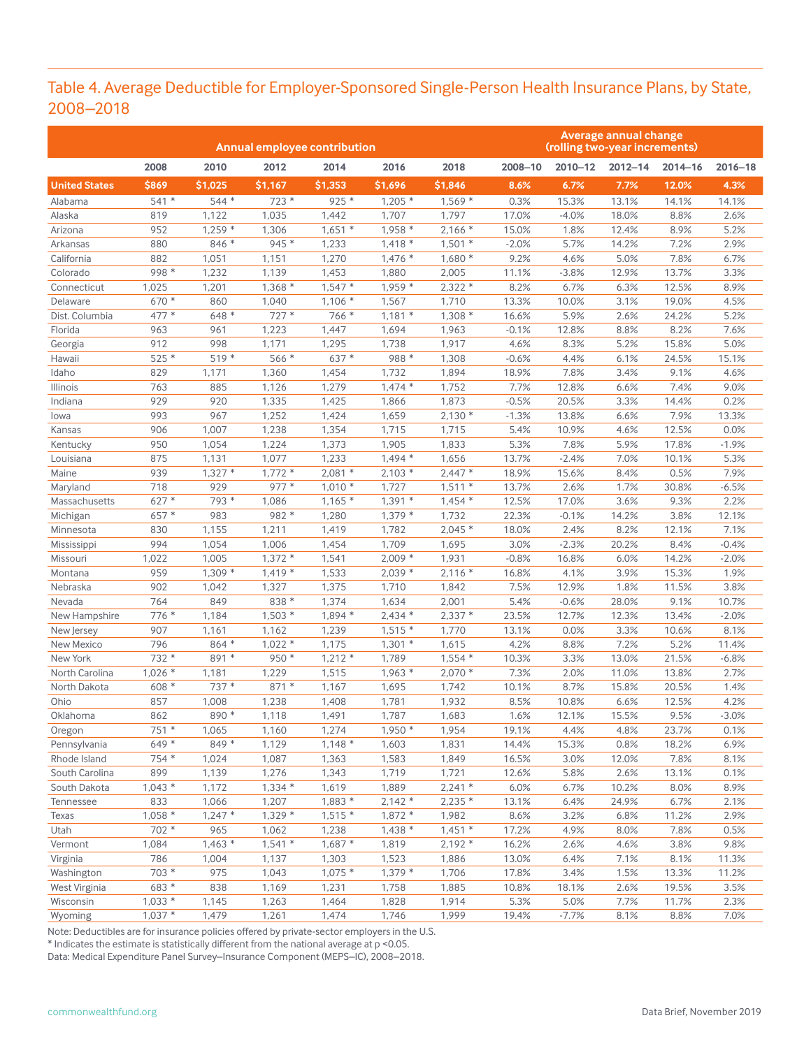## Table 4. Average Deductible for Employer-Sponsored Single-Person Health Insurance Plans, by State, 2008–2018

| | Annual employee contribution | | | | | | Average annual change (rolling two-year increments) | | | | |
|---|---|---|---|---|---|---|---|---|---|---|---|
| | 2008 | 2010 | 2012 | 2014 | 2016 | 2018 | 2008–10 | 2010–12 | 2012–14 | 2014–16 | 2016–18 |
| **United States** | **$869** | **$1,025** | **$1,167** | **$1,353** | **$1,696** | **$1,846** | **8.6%** | **6.7%** | **7.7%** | **12.0%** | **4.3%** |
| Alabama | 541 * | 544 * | 723 * | 925 * | 1,205 * | 1,569 * | 0.3% | 15.3% | 13.1% | 14.1% | 14.1% |
| Alaska | 819 | 1,122 | 1,035 | 1,442 | 1,707 | 1,797 | 17.0% | -4.0% | 18.0% | 8.8% | 2.6% |
| Arizona | 952 | 1,259 * | 1,306 | 1,651 * | 1,958 * | 2,166 * | 15.0% | 1.8% | 12.4% | 8.9% | 5.2% |
| Arkansas | 880 | 846 * | 945 * | 1,233 | 1,418 * | 1,501 * | -2.0% | 5.7% | 14.2% | 7.2% | 2.9% |
| California | 882 | 1,051 | 1,151 | 1,270 | 1,476 * | 1,680 * | 9.2% | 4.6% | 5.0% | 7.8% | 6.7% |
| Colorado | 998 * | 1,232 | 1,139 | 1,453 | 1,880 | 2,005 | 11.1% | -3.8% | 12.9% | 13.7% | 3.3% |
| Connecticut | 1,025 | 1,201 | 1,368 * | 1,547 * | 1,959 * | 2,322 * | 8.2% | 6.7% | 6.3% | 12.5% | 8.9% |
| Delaware | 670 * | 860 | 1,040 | 1,106 * | 1,567 | 1,710 | 13.3% | 10.0% | 3.1% | 19.0% | 4.5% |
| Dist. Columbia | 477 * | 648 * | 727 * | 766 * | 1,181 * | 1,308 * | 16.6% | 5.9% | 2.6% | 24.2% | 5.2% |
| Florida | 963 | 961 | 1,223 | 1,447 | 1,694 | 1,963 | -0.1% | 12.8% | 8.8% | 8.2% | 7.6% |
| Georgia | 912 | 998 | 1,171 | 1,295 | 1,738 | 1,917 | 4.6% | 8.3% | 5.2% | 15.8% | 5.0% |
| Hawaii | 525 * | 519 * | 566 * | 637 * | 988 * | 1,308 | -0.6% | 4.4% | 6.1% | 24.5% | 15.1% |
| Idaho | 829 | 1,171 | 1,360 | 1,454 | 1,732 | 1,894 | 18.9% | 7.8% | 3.4% | 9.1% | 4.6% |
| Illinois | 763 | 885 | 1,126 | 1,279 | 1,474 * | 1,752 | 7.7% | 12.8% | 6.6% | 7.4% | 9.0% |
| Indiana | 929 | 920 | 1,335 | 1,425 | 1,866 | 1,873 | -0.5% | 20.5% | 3.3% | 14.4% | 0.2% |
| Iowa | 993 | 967 | 1,252 | 1,424 | 1,659 | 2,130 * | -1.3% | 13.8% | 6.6% | 7.9% | 13.3% |
| Kansas | 906 | 1,007 | 1,238 | 1,354 | 1,715 | 1,715 | 5.4% | 10.9% | 4.6% | 12.5% | 0.0% |
| Kentucky | 950 | 1,054 | 1,224 | 1,373 | 1,905 | 1,833 | 5.3% | 7.8% | 5.9% | 17.8% | -1.9% |
| Louisiana | 875 | 1,131 | 1,077 | 1,233 | 1,494 * | 1,656 | 13.7% | -2.4% | 7.0% | 10.1% | 5.3% |
| Maine | 939 | 1,327 * | 1,772 * | 2,081 * | 2,103 * | 2,447 * | 18.9% | 15.6% | 8.4% | 0.5% | 7.9% |
| Maryland | 718 | 929 | 977 * | 1,010 * | 1,727 | 1,511 * | 13.7% | 2.6% | 1.7% | 30.8% | -6.5% |
| Massachusetts | 627 * | 793 * | 1,086 | 1,165 * | 1,391 * | 1,454 * | 12.5% | 17.0% | 3.6% | 9.3% | 2.2% |
| Michigan | 657 * | 983 | 982 * | 1,280 | 1,379 * | 1,732 | 22.3% | -0.1% | 14.2% | 3.8% | 12.1% |
| Minnesota | 830 | 1,155 | 1,211 | 1,419 | 1,782 | 2,045 * | 18.0% | 2.4% | 8.2% | 12.1% | 7.1% |
| Mississippi | 994 | 1,054 | 1,006 | 1,454 | 1,709 | 1,695 | 3.0% | -2.3% | 20.2% | 8.4% | -0.4% |
| Missouri | 1,022 | 1,005 | 1,372 * | 1,541 | 2,009 * | 1,931 | -0.8% | 16.8% | 6.0% | 14.2% | -2.0% |
| Montana | 959 | 1,309 * | 1,419 * | 1,533 | 2,039 * | 2,116 * | 16.8% | 4.1% | 3.9% | 15.3% | 1.9% |
| Nebraska | 902 | 1,042 | 1,327 | 1,375 | 1,710 | 1,842 | 7.5% | 12.9% | 1.8% | 11.5% | 3.8% |
| Nevada | 764 | 849 | 838 * | 1,374 | 1,634 | 2,001 | 5.4% | -0.6% | 28.0% | 9.1% | 10.7% |
| New Hampshire | 776 * | 1,184 | 1,503 * | 1,894 * | 2,434 * | 2,337 * | 23.5% | 12.7% | 12.3% | 13.4% | -2.0% |
| New Jersey | 907 | 1,161 | 1,162 | 1,239 | 1,515 * | 1,770 | 13.1% | 0.0% | 3.3% | 10.6% | 8.1% |
| New Mexico | 796 | 864 * | 1,022 * | 1,175 | 1,301 * | 1,615 | 4.2% | 8.8% | 7.2% | 5.2% | 11.4% |
| New York | 732 * | 891 * | 950 * | 1,212 * | 1,789 | 1,554 * | 10.3% | 3.3% | 13.0% | 21.5% | -6.8% |
| North Carolina | 1,026 * | 1,181 | 1,229 | 1,515 | 1,963 * | 2,070 * | 7.3% | 2.0% | 11.0% | 13.8% | 2.7% |
| North Dakota | 608 * | 737 * | 871 * | 1,167 | 1,695 | 1,742 | 10.1% | 8.7% | 15.8% | 20.5% | 1.4% |
| Ohio | 857 | 1,008 | 1,238 | 1,408 | 1,781 | 1,932 | 8.5% | 10.8% | 6.6% | 12.5% | 4.2% |
| Oklahoma | 862 | 890 * | 1,118 | 1,491 | 1,787 | 1,683 | 1.6% | 12.1% | 15.5% | 9.5% | -3.0% |
| Oregon | 751 * | 1,065 | 1,160 | 1,274 | 1,950 * | 1,954 | 19.1% | 4.4% | 4.8% | 23.7% | 0.1% |
| Pennsylvania | 649 * | 849 * | 1,129 | 1,148 * | 1,603 | 1,831 | 14.4% | 15.3% | 0.8% | 18.2% | 6.9% |
| Rhode Island | 754 * | 1,024 | 1,087 | 1,363 | 1,583 | 1,849 | 16.5% | 3.0% | 12.0% | 7.8% | 8.1% |
| South Carolina | 899 | 1,139 | 1,276 | 1,343 | 1,719 | 1,721 | 12.6% | 5.8% | 2.6% | 13.1% | 0.1% |
| South Dakota | 1,043 * | 1,172 | 1,334 * | 1,619 | 1,889 | 2,241 * | 6.0% | 6.7% | 10.2% | 8.0% | 8.9% |
| Tennessee | 833 | 1,066 | 1,207 | 1,883 * | 2,142 * | 2,235 * | 13.1% | 6.4% | 24.9% | 6.7% | 2.1% |
| Texas | 1,058 * | 1,247 * | 1,329 * | 1,515 * | 1,872 * | 1,982 | 8.6% | 3.2% | 6.8% | 11.2% | 2.9% |
| Utah | 702 * | 965 | 1,062 | 1,238 | 1,438 * | 1,451 * | 17.2% | 4.9% | 8.0% | 7.8% | 0.5% |
| Vermont | 1,084 | 1,463 * | 1,541 * | 1,687 * | 1,819 | 2,192 * | 16.2% | 2.6% | 4.6% | 3.8% | 9.8% |
| Virginia | 786 | 1,004 | 1,137 | 1,303 | 1,523 | 1,886 | 13.0% | 6.4% | 7.1% | 8.1% | 11.3% |
| Washington | 703 * | 975 | 1,043 | 1,075 * | 1,379 * | 1,706 | 17.8% | 3.4% | 1.5% | 13.3% | 11.2% |
| West Virginia | 683 * | 838 | 1,169 | 1,231 | 1,758 | 1,885 | 10.8% | 18.1% | 2.6% | 19.5% | 3.5% |
| Wisconsin | 1,033 * | 1,145 | 1,263 | 1,464 | 1,828 | 1,914 | 5.3% | 5.0% | 7.7% | 11.7% | 2.3% |
| Wyoming | 1,037 * | 1,479 | 1,261 | 1,474 | 1,746 | 1,999 | 19.4% | -7.7% | 8.1% | 8.8% | 7.0% |

Note: Deductibles are for insurance policies offered by private-sector employers in the U.S.

* Indicates the estimate is statistically different from the national average at $p < 0.05$.

Data: Medical Expenditure Panel Survey–Insurance Component (MEPS-IC), 2008–2018.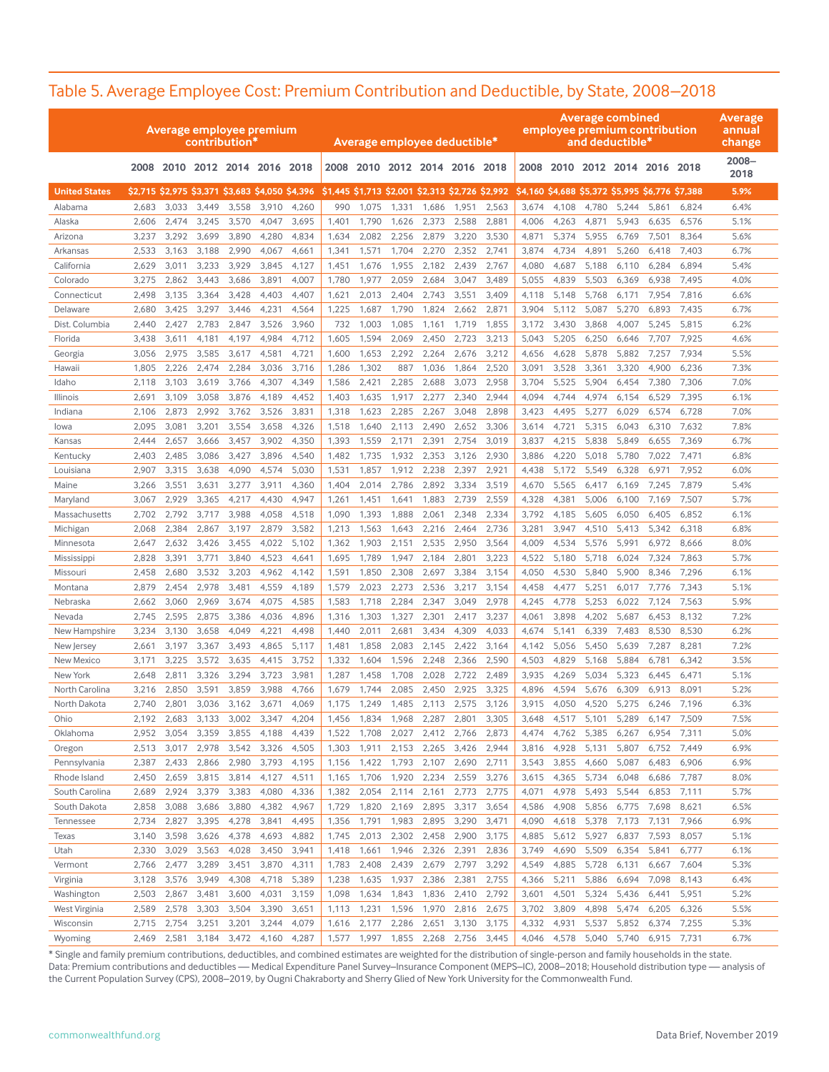## Table 5. Average Employee Cost: Premium Contribution and Deductible, by State, 2008–2018

| | Average employee premium contribution* | | | | | | Average employee deductible* | | | | | | Average combined employee premium contribution and deductible* | | | | | | Average annual change |
|---|---|---|---|---|---|---|---|---|---|---|---|---|---|---|---|---|---|---|---|
| | 2008 | 2010 | 2012 | 2014 | 2016 | 2018 | 2008 | 2010 | 2012 | 2014 | 2016 | 2018 | 2008 | 2010 | 2012 | 2014 | 2016 | 2018 | 2008–2018 |
| **United States** | **$2,715** | **$2,975** | **$3,371** | **$3,683** | **$4,050** | **$4,396** | **$1,445** | **$1,713** | **$2,001** | **$2,313** | **$2,726** | **$2,992** | **$4,160** | **$4,688** | **$5,372** | **$5,995** | **$6,776** | **$7,388** | **5.9%** |
| Alabama | 2,683 | 3,033 | 3,449 | 3,558 | 3,910 | 4,260 | 990 | 1,075 | 1,331 | 1,686 | 1,951 | 2,563 | 3,674 | 4,108 | 4,780 | 5,244 | 5,861 | 6,824 | 6.4% |
| Alaska | 2,606 | 2,474 | 3,245 | 3,570 | 4,047 | 3,695 | 1,401 | 1,790 | 1,626 | 2,373 | 2,588 | 2,881 | 4,006 | 4,263 | 4,871 | 5,943 | 6,635 | 6,576 | 5.1% |
| Arizona | 3,237 | 3,292 | 3,699 | 3,890 | 4,280 | 4,834 | 1,634 | 2,082 | 2,256 | 2,879 | 3,220 | 3,530 | 4,871 | 5,374 | 5,955 | 6,769 | 7,501 | 8,364 | 5.6% |
| Arkansas | 2,533 | 3,163 | 3,188 | 2,990 | 4,067 | 4,661 | 1,341 | 1,571 | 1,704 | 2,270 | 2,352 | 2,741 | 3,874 | 4,734 | 4,891 | 5,260 | 6,418 | 7,403 | 6.7% |
| California | 2,629 | 3,011 | 3,233 | 3,929 | 3,845 | 4,127 | 1,451 | 1,676 | 1,955 | 2,182 | 2,439 | 2,767 | 4,080 | 4,687 | 5,188 | 6,110 | 6,284 | 6,894 | 5.4% |
| Colorado | 3,275 | 2,862 | 3,443 | 3,686 | 3,891 | 4,007 | 1,780 | 1,977 | 2,059 | 2,684 | 3,047 | 3,489 | 5,055 | 4,839 | 5,503 | 6,369 | 6,938 | 7,495 | 4.0% |
| Connecticut | 2,498 | 3,135 | 3,364 | 3,428 | 4,403 | 4,407 | 1,621 | 2,013 | 2,404 | 2,743 | 3,551 | 3,409 | 4,118 | 5,148 | 5,768 | 6,171 | 7,954 | 7,816 | 6.6% |
| Delaware | 2,680 | 3,425 | 3,297 | 3,446 | 4,231 | 4,564 | 1,225 | 1,687 | 1,790 | 1,824 | 2,662 | 2,871 | 3,904 | 5,112 | 5,087 | 5,270 | 6,893 | 7,435 | 6.7% |
| Dist. Columbia | 2,440 | 2,427 | 2,783 | 2,847 | 3,526 | 3,960 | 732 | 1,003 | 1,085 | 1,161 | 1,719 | 1,855 | 3,172 | 3,430 | 3,868 | 4,007 | 5,245 | 5,815 | 6.2% |
| Florida | 3,438 | 3,611 | 4,181 | 4,197 | 4,984 | 4,712 | 1,605 | 1,594 | 2,069 | 2,450 | 2,723 | 3,213 | 5,043 | 5,205 | 6,250 | 6,646 | 7,707 | 7,925 | 4.6% |
| Georgia | 3,056 | 2,975 | 3,585 | 3,617 | 4,581 | 4,721 | 1,600 | 1,653 | 2,292 | 2,264 | 2,676 | 3,212 | 4,656 | 4,628 | 5,878 | 5,882 | 7,257 | 7,934 | 5.5% |
| Hawaii | 1,805 | 2,226 | 2,474 | 2,284 | 3,036 | 3,716 | 1,286 | 1,302 | 887 | 1,036 | 1,864 | 2,520 | 3,091 | 3,528 | 3,361 | 3,320 | 4,900 | 6,236 | 7.3% |
| Idaho | 2,118 | 3,103 | 3,619 | 3,766 | 4,307 | 4,349 | 1,586 | 2,421 | 2,285 | 2,688 | 3,073 | 2,958 | 3,704 | 5,525 | 5,904 | 6,454 | 7,380 | 7,306 | 7.0% |
| Illinois | 2,691 | 3,109 | 3,058 | 3,876 | 4,189 | 4,452 | 1,403 | 1,635 | 1,917 | 2,277 | 2,340 | 2,944 | 4,094 | 4,744 | 4,974 | 6,154 | 6,529 | 7,395 | 6.1% |
| Indiana | 2,106 | 2,873 | 2,992 | 3,762 | 3,526 | 3,831 | 1,318 | 1,623 | 2,285 | 2,267 | 3,048 | 2,898 | 3,423 | 4,495 | 5,277 | 6,029 | 6,574 | 6,728 | 7.0% |
| Iowa | 2,095 | 3,081 | 3,201 | 3,554 | 3,658 | 4,326 | 1,518 | 1,640 | 2,113 | 2,490 | 2,652 | 3,306 | 3,614 | 4,721 | 5,315 | 6,043 | 6,310 | 7,632 | 7.8% |
| Kansas | 2,444 | 2,657 | 3,666 | 3,457 | 3,902 | 4,350 | 1,393 | 1,559 | 2,171 | 2,391 | 2,754 | 3,019 | 3,837 | 4,215 | 5,838 | 5,849 | 6,655 | 7,369 | 6.7% |
| Kentucky | 2,403 | 2,485 | 3,086 | 3,427 | 3,896 | 4,540 | 1,482 | 1,735 | 1,932 | 2,353 | 3,126 | 2,930 | 3,886 | 4,220 | 5,018 | 5,780 | 7,022 | 7,471 | 6.8% |
| Louisiana | 2,907 | 3,315 | 3,638 | 4,090 | 4,574 | 5,030 | 1,531 | 1,857 | 1,912 | 2,238 | 2,397 | 2,921 | 4,438 | 5,172 | 5,549 | 6,328 | 6,971 | 7,952 | 6.0% |
| Maine | 3,266 | 3,551 | 3,631 | 3,277 | 3,911 | 4,360 | 1,404 | 2,014 | 2,786 | 2,892 | 3,334 | 3,519 | 4,670 | 5,565 | 6,417 | 6,169 | 7,245 | 7,879 | 5.4% |
| Maryland | 3,067 | 2,929 | 3,365 | 4,217 | 4,430 | 4,947 | 1,261 | 1,451 | 1,641 | 1,883 | 2,739 | 2,559 | 4,328 | 4,381 | 5,006 | 6,100 | 7,169 | 7,507 | 5.7% |
| Massachusetts | 2,702 | 2,792 | 3,717 | 3,988 | 4,058 | 4,518 | 1,090 | 1,393 | 1,888 | 2,061 | 2,348 | 2,334 | 3,792 | 4,185 | 5,605 | 6,050 | 6,405 | 6,852 | 6.1% |
| Michigan | 2,068 | 2,384 | 2,867 | 3,197 | 2,879 | 3,582 | 1,213 | 1,563 | 1,643 | 2,216 | 2,464 | 2,736 | 3,281 | 3,947 | 4,510 | 5,413 | 5,342 | 6,318 | 6.8% |
| Minnesota | 2,647 | 2,632 | 3,426 | 3,455 | 4,022 | 5,102 | 1,362 | 1,903 | 2,151 | 2,535 | 2,950 | 3,564 | 4,009 | 4,534 | 5,576 | 5,991 | 6,972 | 8,666 | 8.0% |
| Mississippi | 2,828 | 3,391 | 3,771 | 3,840 | 4,523 | 4,641 | 1,695 | 1,789 | 1,947 | 2,184 | 2,801 | 3,223 | 4,522 | 5,180 | 5,718 | 6,024 | 7,324 | 7,863 | 5.7% |
| Missouri | 2,458 | 2,680 | 3,532 | 3,203 | 4,962 | 4,142 | 1,591 | 1,850 | 2,308 | 2,697 | 3,384 | 3,154 | 4,050 | 4,530 | 5,840 | 5,900 | 8,346 | 7,296 | 6.1% |
| Montana | 2,879 | 2,454 | 2,978 | 3,481 | 4,559 | 4,189 | 1,579 | 2,023 | 2,273 | 2,536 | 3,217 | 3,154 | 4,458 | 4,477 | 5,251 | 6,017 | 7,776 | 7,343 | 5.1% |
| Nebraska | 2,662 | 3,060 | 2,969 | 3,674 | 4,075 | 4,585 | 1,583 | 1,718 | 2,284 | 2,347 | 3,049 | 2,978 | 4,245 | 4,778 | 5,253 | 6,022 | 7,124 | 7,563 | 5.9% |
| Nevada | 2,745 | 2,595 | 2,875 | 3,386 | 4,036 | 4,896 | 1,316 | 1,303 | 1,327 | 2,301 | 2,417 | 3,237 | 4,061 | 3,898 | 4,202 | 5,687 | 6,453 | 8,132 | 7.2% |
| New Hampshire | 3,234 | 3,130 | 3,658 | 4,049 | 4,221 | 4,498 | 1,440 | 2,011 | 2,681 | 3,434 | 4,309 | 4,033 | 4,674 | 5,141 | 6,339 | 7,483 | 8,530 | 8,530 | 6.2% |
| New Jersey | 2,661 | 3,197 | 3,367 | 3,493 | 4,865 | 5,117 | 1,481 | 1,858 | 2,083 | 2,145 | 2,422 | 3,164 | 4,142 | 5,056 | 5,450 | 5,639 | 7,287 | 8,281 | 7.2% |
| New Mexico | 3,171 | 3,225 | 3,572 | 3,635 | 4,415 | 3,752 | 1,332 | 1,604 | 1,596 | 2,248 | 2,366 | 2,590 | 4,503 | 4,829 | 5,168 | 5,884 | 6,781 | 6,342 | 3.5% |
| New York | 2,648 | 2,811 | 3,326 | 3,294 | 3,723 | 3,981 | 1,287 | 1,458 | 1,708 | 2,028 | 2,722 | 2,489 | 3,935 | 4,269 | 5,034 | 5,323 | 6,445 | 6,471 | 5.1% |
| North Carolina | 3,216 | 2,850 | 3,591 | 3,859 | 3,988 | 4,766 | 1,679 | 1,744 | 2,085 | 2,450 | 2,925 | 3,325 | 4,896 | 4,594 | 5,676 | 6,309 | 6,913 | 8,091 | 5.2% |
| North Dakota | 2,740 | 2,801 | 3,036 | 3,162 | 3,671 | 4,069 | 1,175 | 1,249 | 1,485 | 2,113 | 2,575 | 3,126 | 3,915 | 4,050 | 4,520 | 5,275 | 6,246 | 7,196 | 6.3% |
| Ohio | 2,192 | 2,683 | 3,133 | 3,002 | 3,347 | 4,204 | 1,456 | 1,834 | 1,968 | 2,287 | 2,801 | 3,305 | 3,648 | 4,517 | 5,101 | 5,289 | 6,147 | 7,509 | 7.5% |
| Oklahoma | 2,952 | 3,054 | 3,359 | 3,855 | 4,188 | 4,439 | 1,522 | 1,708 | 2,027 | 2,412 | 2,766 | 2,873 | 4,474 | 4,762 | 5,385 | 6,267 | 6,954 | 7,311 | 5.0% |
| Oregon | 2,513 | 3,017 | 2,978 | 3,542 | 3,326 | 4,505 | 1,303 | 1,911 | 2,153 | 2,265 | 3,426 | 2,944 | 3,816 | 4,928 | 5,131 | 5,807 | 6,752 | 7,449 | 6.9% |
| Pennsylvania | 2,387 | 2,433 | 2,866 | 2,980 | 3,793 | 4,195 | 1,156 | 1,422 | 1,793 | 2,107 | 2,690 | 2,711 | 3,543 | 3,855 | 4,660 | 5,087 | 6,483 | 6,906 | 6.9% |
| Rhode Island | 2,450 | 2,659 | 3,815 | 3,814 | 4,127 | 4,511 | 1,165 | 1,706 | 1,920 | 2,234 | 2,559 | 3,276 | 3,615 | 4,365 | 5,734 | 6,048 | 6,686 | 7,787 | 8.0% |
| South Carolina | 2,689 | 2,924 | 3,379 | 3,383 | 4,080 | 4,336 | 1,382 | 2,054 | 2,114 | 2,161 | 2,773 | 2,775 | 4,071 | 4,978 | 5,493 | 5,544 | 6,853 | 7,111 | 5.7% |
| South Dakota | 2,858 | 3,088 | 3,686 | 3,880 | 4,382 | 4,967 | 1,729 | 1,820 | 2,169 | 2,895 | 3,317 | 3,654 | 4,586 | 4,908 | 5,856 | 6,775 | 7,698 | 8,621 | 6.5% |
| Tennessee | 2,734 | 2,827 | 3,395 | 4,278 | 3,841 | 4,495 | 1,356 | 1,791 | 1,983 | 2,895 | 3,290 | 3,471 | 4,090 | 4,618 | 5,378 | 7,173 | 7,131 | 7,966 | 6.9% |
| Texas | 3,140 | 3,598 | 3,626 | 4,378 | 4,693 | 4,882 | 1,745 | 2,013 | 2,302 | 2,458 | 2,900 | 3,175 | 4,885 | 5,612 | 5,927 | 6,837 | 7,593 | 8,057 | 5.1% |
| Utah | 2,330 | 3,029 | 3,563 | 4,028 | 3,450 | 3,941 | 1,418 | 1,661 | 1,946 | 2,326 | 2,391 | 2,836 | 3,749 | 4,690 | 5,509 | 6,354 | 5,841 | 6,777 | 6.1% |
| Vermont | 2,766 | 2,477 | 3,289 | 3,451 | 3,870 | 4,311 | 1,783 | 2,408 | 2,439 | 2,679 | 2,797 | 3,292 | 4,549 | 4,885 | 5,728 | 6,131 | 6,667 | 7,604 | 5.3% |
| Virginia | 3,128 | 3,576 | 3,949 | 4,308 | 4,718 | 5,389 | 1,238 | 1,635 | 1,937 | 2,386 | 2,381 | 2,755 | 4,366 | 5,211 | 5,886 | 6,694 | 7,098 | 8,143 | 6.4% |
| Washington | 2,503 | 2,867 | 3,481 | 3,600 | 4,031 | 3,159 | 1,098 | 1,634 | 1,843 | 1,836 | 2,410 | 2,792 | 3,601 | 4,501 | 5,324 | 5,436 | 6,441 | 5,951 | 5.2% |
| West Virginia | 2,589 | 2,578 | 3,303 | 3,504 | 3,390 | 3,651 | 1,113 | 1,231 | 1,596 | 1,970 | 2,816 | 2,675 | 3,702 | 3,809 | 4,898 | 5,474 | 6,205 | 6,326 | 5.5% |
| Wisconsin | 2,715 | 2,754 | 3,251 | 3,201 | 3,244 | 4,079 | 1,616 | 2,177 | 2,286 | 2,651 | 3,130 | 3,175 | 4,332 | 4,931 | 5,537 | 5,852 | 6,374 | 7,255 | 5.3% |
| Wyoming | 2,469 | 2,581 | 3,184 | 3,472 | 4,160 | 4,287 | 1,577 | 1,997 | 1,855 | 2,268 | 2,756 | 3,445 | 4,046 | 4,578 | 5,040 | 5,740 | 6,915 | 7,731 | 6.7% |

* Single and family premium contributions, deductibles, and combined estimates are weighted for the distribution of single-person and family households in the state.
Data: Premium contributions and deductibles — Medical Expenditure Panel Survey–Insurance Component (MEPS–IC), 2008–2018; Household distribution type — analysis of the Current Population Survey (CPS), 2008–2019, by Ougni Chakraborty and Sherry Glied of New York University for the Commonwealth Fund.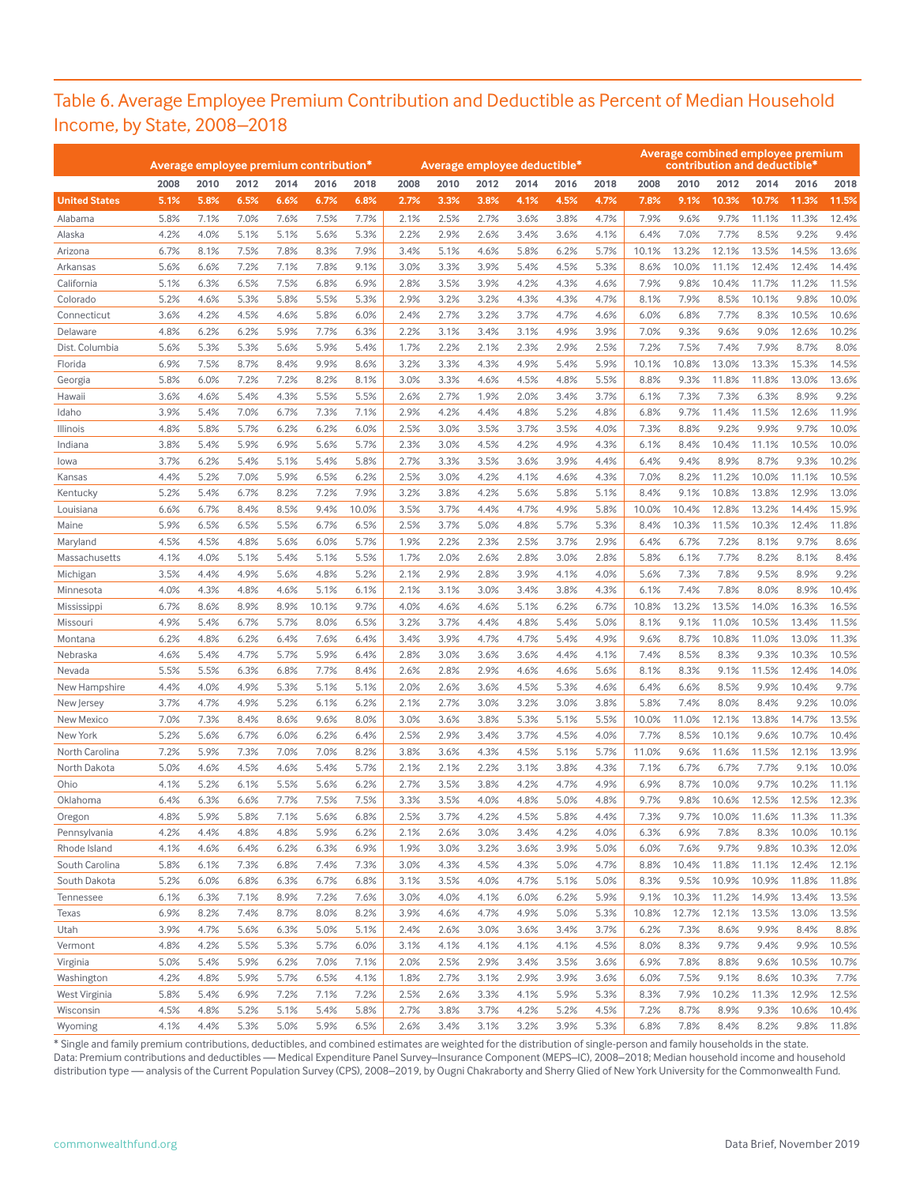## Table 6. Average Employee Premium Contribution and Deductible as Percent of Median Household Income, by State, 2008–2018

| | Average employee premium contribution* | | | | | | Average employee deductible* | | | | | | Average combined employee premium contribution and deductible* | | | | | |
|---|---|---|---|---|---|---|---|---|---|---|---|---|---|---|---|---|---|---|
| | 2008 | 2010 | 2012 | 2014 | 2016 | 2018 | 2008 | 2010 | 2012 | 2014 | 2016 | 2018 | 2008 | 2010 | 2012 | 2014 | 2016 | 2018 |
| **United States** | **5.1%** | **5.8%** | **6.5%** | **6.6%** | **6.7%** | **6.8%** | **2.7%** | **3.3%** | **3.8%** | **4.1%** | **4.5%** | **4.7%** | **7.8%** | **9.1%** | **10.3%** | **10.7%** | **11.3%** | **11.5%** |
| Alabama | 5.8% | 7.1% | 7.0% | 7.6% | 7.5% | 7.7% | 2.1% | 2.5% | 2.7% | 3.6% | 3.8% | 4.7% | 7.9% | 9.6% | 9.7% | 11.1% | 11.3% | 12.4% |
| Alaska | 4.2% | 4.0% | 5.1% | 5.1% | 5.6% | 5.3% | 2.2% | 2.9% | 2.6% | 3.4% | 3.6% | 4.1% | 6.4% | 7.0% | 7.7% | 8.5% | 9.2% | 9.4% |
| Arizona | 6.7% | 8.1% | 7.5% | 7.8% | 8.3% | 7.9% | 3.4% | 5.1% | 4.6% | 5.8% | 6.2% | 5.7% | 10.1% | 13.2% | 12.1% | 13.5% | 14.5% | 13.6% |
| Arkansas | 5.6% | 6.6% | 7.2% | 7.1% | 7.8% | 9.1% | 3.0% | 3.3% | 3.9% | 5.4% | 4.5% | 5.3% | 8.6% | 10.0% | 11.1% | 12.4% | 12.4% | 14.4% |
| California | 5.1% | 6.3% | 6.5% | 7.5% | 6.8% | 6.9% | 2.8% | 3.5% | 3.9% | 4.2% | 4.3% | 4.6% | 7.9% | 9.8% | 10.4% | 11.7% | 11.2% | 11.5% |
| Colorado | 5.2% | 4.6% | 5.3% | 5.8% | 5.5% | 5.3% | 2.9% | 3.2% | 3.2% | 4.3% | 4.3% | 4.7% | 8.1% | 7.9% | 8.5% | 10.1% | 9.8% | 10.0% |
| Connecticut | 3.6% | 4.2% | 4.5% | 4.6% | 5.8% | 6.0% | 2.4% | 2.7% | 3.2% | 3.7% | 4.7% | 4.6% | 6.0% | 6.8% | 7.7% | 8.3% | 10.5% | 10.6% |
| Delaware | 4.8% | 6.2% | 6.2% | 5.9% | 7.7% | 6.3% | 2.2% | 3.1% | 3.4% | 3.1% | 4.9% | 3.9% | 7.0% | 9.3% | 9.6% | 9.0% | 12.6% | 10.2% |
| Dist. Columbia | 5.6% | 5.3% | 5.3% | 5.6% | 5.9% | 5.4% | 1.7% | 2.2% | 2.1% | 2.3% | 2.9% | 2.5% | 7.2% | 7.5% | 7.4% | 7.9% | 8.7% | 8.0% |
| Florida | 6.9% | 7.5% | 8.7% | 8.4% | 9.9% | 8.6% | 3.2% | 3.3% | 4.3% | 4.9% | 5.4% | 5.9% | 10.1% | 10.8% | 13.0% | 13.3% | 15.3% | 14.5% |
| Georgia | 5.8% | 6.0% | 7.2% | 7.2% | 8.2% | 8.1% | 3.0% | 3.3% | 4.6% | 4.5% | 4.8% | 5.5% | 8.8% | 9.3% | 11.8% | 11.8% | 13.0% | 13.6% |
| Hawaii | 3.6% | 4.6% | 5.4% | 4.3% | 5.5% | 5.5% | 2.6% | 2.7% | 1.9% | 2.0% | 3.4% | 3.7% | 6.1% | 7.3% | 7.3% | 6.3% | 8.9% | 9.2% |
| Idaho | 3.9% | 5.4% | 7.0% | 6.7% | 7.3% | 7.1% | 2.9% | 4.2% | 4.4% | 4.8% | 5.2% | 4.8% | 6.8% | 9.7% | 11.4% | 11.5% | 12.6% | 11.9% |
| Illinois | 4.8% | 5.8% | 5.7% | 6.2% | 6.2% | 6.0% | 2.5% | 3.0% | 3.5% | 3.7% | 3.5% | 4.0% | 7.3% | 8.8% | 9.2% | 9.9% | 9.7% | 10.0% |
| Indiana | 3.8% | 5.4% | 5.9% | 6.9% | 5.6% | 5.7% | 2.3% | 3.0% | 4.5% | 4.2% | 4.9% | 4.3% | 6.1% | 8.4% | 10.4% | 11.1% | 10.5% | 10.0% |
| Iowa | 3.7% | 6.2% | 5.4% | 5.1% | 5.4% | 5.8% | 2.7% | 3.3% | 3.5% | 3.6% | 3.9% | 4.4% | 6.4% | 9.4% | 8.9% | 8.7% | 9.3% | 10.2% |
| Kansas | 4.4% | 5.2% | 7.0% | 5.9% | 6.5% | 6.2% | 2.5% | 3.0% | 4.2% | 4.1% | 4.6% | 4.3% | 7.0% | 8.2% | 11.2% | 10.0% | 11.1% | 10.5% |
| Kentucky | 5.2% | 5.4% | 6.7% | 8.2% | 7.2% | 7.9% | 3.2% | 3.8% | 4.2% | 5.6% | 5.8% | 5.1% | 8.4% | 9.1% | 10.8% | 13.8% | 12.9% | 13.0% |
| Louisiana | 6.6% | 6.7% | 8.4% | 8.5% | 9.4% | 10.0% | 3.5% | 3.7% | 4.4% | 4.7% | 4.9% | 5.8% | 10.0% | 10.4% | 12.8% | 13.2% | 14.4% | 15.9% |
| Maine | 5.9% | 6.5% | 6.5% | 5.5% | 6.7% | 6.5% | 2.5% | 3.7% | 5.0% | 4.8% | 5.7% | 5.3% | 8.4% | 10.3% | 11.5% | 10.3% | 12.4% | 11.8% |
| Maryland | 4.5% | 4.5% | 4.8% | 5.6% | 6.0% | 5.7% | 1.9% | 2.2% | 2.3% | 2.5% | 3.7% | 2.9% | 6.4% | 6.7% | 7.2% | 8.1% | 9.7% | 8.6% |
| Massachusetts | 4.1% | 4.0% | 5.1% | 5.4% | 5.1% | 5.5% | 1.7% | 2.0% | 2.6% | 2.8% | 3.0% | 2.8% | 5.8% | 6.1% | 7.7% | 8.2% | 8.1% | 8.4% |
| Michigan | 3.5% | 4.4% | 4.9% | 5.6% | 4.8% | 5.2% | 2.1% | 2.9% | 2.8% | 3.9% | 4.1% | 4.0% | 5.6% | 7.3% | 7.8% | 9.5% | 8.9% | 9.2% |
| Minnesota | 4.0% | 4.3% | 4.8% | 4.6% | 5.1% | 6.1% | 2.1% | 3.1% | 3.0% | 3.4% | 3.8% | 4.3% | 6.1% | 7.4% | 7.8% | 8.0% | 8.9% | 10.4% |
| Mississippi | 6.7% | 8.6% | 8.9% | 8.9% | 10.1% | 9.7% | 4.0% | 4.6% | 4.6% | 5.1% | 6.2% | 6.7% | 10.8% | 13.2% | 13.5% | 14.0% | 16.3% | 16.5% |
| Missouri | 4.9% | 5.4% | 6.7% | 5.7% | 8.0% | 6.5% | 3.2% | 3.7% | 4.4% | 4.8% | 5.4% | 5.0% | 8.1% | 9.1% | 11.0% | 10.5% | 13.4% | 11.5% |
| Montana | 6.2% | 4.8% | 6.2% | 6.4% | 7.6% | 6.4% | 3.4% | 3.9% | 4.7% | 4.7% | 5.4% | 4.9% | 9.6% | 8.7% | 10.8% | 11.0% | 13.0% | 11.3% |
| Nebraska | 4.6% | 5.4% | 4.7% | 5.7% | 5.9% | 6.4% | 2.8% | 3.0% | 3.6% | 3.6% | 4.4% | 4.1% | 7.4% | 8.5% | 8.3% | 9.3% | 10.3% | 10.5% |
| Nevada | 5.5% | 5.5% | 6.3% | 6.8% | 7.7% | 8.4% | 2.6% | 2.8% | 2.9% | 4.6% | 4.6% | 5.6% | 8.1% | 8.3% | 9.1% | 11.5% | 12.4% | 14.0% |
| New Hampshire | 4.4% | 4.0% | 4.9% | 5.3% | 5.1% | 5.1% | 2.0% | 2.6% | 3.6% | 4.5% | 5.3% | 4.6% | 6.4% | 6.6% | 8.5% | 9.9% | 10.4% | 9.7% |
| New Jersey | 3.7% | 4.7% | 4.9% | 5.2% | 6.1% | 6.2% | 2.1% | 2.7% | 3.0% | 3.2% | 3.0% | 3.8% | 5.8% | 7.4% | 8.0% | 8.4% | 9.2% | 10.0% |
| New Mexico | 7.0% | 7.3% | 8.4% | 8.6% | 9.6% | 8.0% | 3.0% | 3.6% | 3.8% | 5.3% | 5.1% | 5.5% | 10.0% | 11.0% | 12.1% | 13.8% | 14.7% | 13.5% |
| New York | 5.2% | 5.6% | 6.7% | 6.0% | 6.2% | 6.4% | 2.5% | 2.9% | 3.4% | 3.7% | 4.5% | 4.0% | 7.7% | 8.5% | 10.1% | 9.6% | 10.7% | 10.4% |
| North Carolina | 7.2% | 5.9% | 7.3% | 7.0% | 7.0% | 8.2% | 3.8% | 3.6% | 4.3% | 4.5% | 5.1% | 5.7% | 11.0% | 9.6% | 11.6% | 11.5% | 12.1% | 13.9% |
| North Dakota | 5.0% | 4.6% | 4.5% | 4.6% | 5.4% | 5.7% | 2.1% | 2.1% | 2.2% | 3.1% | 3.8% | 4.3% | 7.1% | 6.7% | 6.7% | 7.7% | 9.1% | 10.0% |
| Ohio | 4.1% | 5.2% | 6.1% | 5.5% | 5.6% | 6.2% | 2.7% | 3.5% | 3.8% | 4.2% | 4.7% | 4.9% | 6.9% | 8.7% | 10.0% | 9.7% | 10.2% | 11.1% |
| Oklahoma | 6.4% | 6.3% | 6.6% | 7.7% | 7.5% | 7.5% | 3.3% | 3.5% | 4.0% | 4.8% | 5.0% | 4.8% | 9.7% | 9.8% | 10.6% | 12.5% | 12.5% | 12.3% |
| Oregon | 4.8% | 5.9% | 5.8% | 7.1% | 5.6% | 6.8% | 2.5% | 3.7% | 4.2% | 4.5% | 5.8% | 4.4% | 7.3% | 9.7% | 10.0% | 11.6% | 11.3% | 11.3% |
| Pennsylvania | 4.2% | 4.4% | 4.8% | 4.8% | 5.9% | 6.2% | 2.1% | 2.6% | 3.0% | 3.4% | 4.2% | 4.0% | 6.3% | 6.9% | 7.8% | 8.3% | 10.0% | 10.1% |
| Rhode Island | 4.1% | 4.6% | 6.4% | 6.2% | 6.3% | 6.9% | 1.9% | 3.0% | 3.2% | 3.6% | 3.9% | 5.0% | 6.0% | 7.6% | 9.7% | 9.8% | 10.3% | 12.0% |
| South Carolina | 5.8% | 6.1% | 7.3% | 6.8% | 7.4% | 7.3% | 3.0% | 4.3% | 4.5% | 4.3% | 5.0% | 4.7% | 8.8% | 10.4% | 11.8% | 11.1% | 12.4% | 12.1% |
| South Dakota | 5.2% | 6.0% | 6.8% | 6.3% | 6.7% | 6.8% | 3.1% | 3.5% | 4.0% | 4.7% | 5.1% | 5.0% | 8.3% | 9.5% | 10.9% | 10.9% | 11.8% | 11.8% |
| Tennessee | 6.1% | 6.3% | 7.1% | 8.9% | 7.2% | 7.6% | 3.0% | 4.0% | 4.1% | 6.0% | 6.2% | 5.9% | 9.1% | 10.3% | 11.2% | 14.9% | 13.4% | 13.5% |
| Texas | 6.9% | 8.2% | 7.4% | 8.7% | 8.0% | 8.2% | 3.9% | 4.6% | 4.7% | 4.9% | 5.0% | 5.3% | 10.8% | 12.7% | 12.1% | 13.5% | 13.0% | 13.5% |
| Utah | 3.9% | 4.7% | 5.6% | 6.3% | 5.0% | 5.1% | 2.4% | 2.6% | 3.0% | 3.6% | 3.4% | 3.7% | 6.2% | 7.3% | 8.6% | 9.9% | 8.4% | 8.8% |
| Vermont | 4.8% | 4.2% | 5.5% | 5.3% | 5.7% | 6.0% | 3.1% | 4.1% | 4.1% | 4.1% | 4.1% | 4.5% | 8.0% | 8.3% | 9.7% | 9.4% | 9.9% | 10.5% |
| Virginia | 5.0% | 5.4% | 5.9% | 6.2% | 7.0% | 7.1% | 2.0% | 2.5% | 2.9% | 3.4% | 3.5% | 3.6% | 6.9% | 7.8% | 8.8% | 9.6% | 10.5% | 10.7% |
| Washington | 4.2% | 4.8% | 5.9% | 5.7% | 6.5% | 4.1% | 1.8% | 2.7% | 3.1% | 2.9% | 3.9% | 3.6% | 6.0% | 7.5% | 9.1% | 8.6% | 10.3% | 7.7% |
| West Virginia | 5.8% | 5.4% | 6.9% | 7.2% | 7.1% | 7.2% | 2.5% | 2.6% | 3.3% | 4.1% | 5.9% | 5.3% | 8.3% | 7.9% | 10.2% | 11.3% | 12.9% | 12.5% |
| Wisconsin | 4.5% | 4.8% | 5.2% | 5.1% | 5.4% | 5.8% | 2.7% | 3.8% | 3.7% | 4.2% | 5.2% | 4.5% | 7.2% | 8.7% | 8.9% | 9.3% | 10.6% | 10.4% |
| Wyoming | 4.1% | 4.4% | 5.3% | 5.0% | 5.9% | 6.5% | 2.6% | 3.4% | 3.1% | 3.2% | 3.9% | 5.3% | 6.8% | 7.8% | 8.4% | 8.2% | 9.8% | 11.8% |

* Single and family premium contributions, deductibles, and combined estimates are weighted for the distribution of single-person and family households in the state.

Data: Premium contributions and deductibles — Medical Expenditure Panel Survey–Insurance Component (MEPS–IC), 2008–2018; Median household income and household distribution type — analysis of the Current Population Survey (CPS), 2008–2019, by Ougni Chakraborty and Sherry Glied of New York University for the Commonwealth Fund.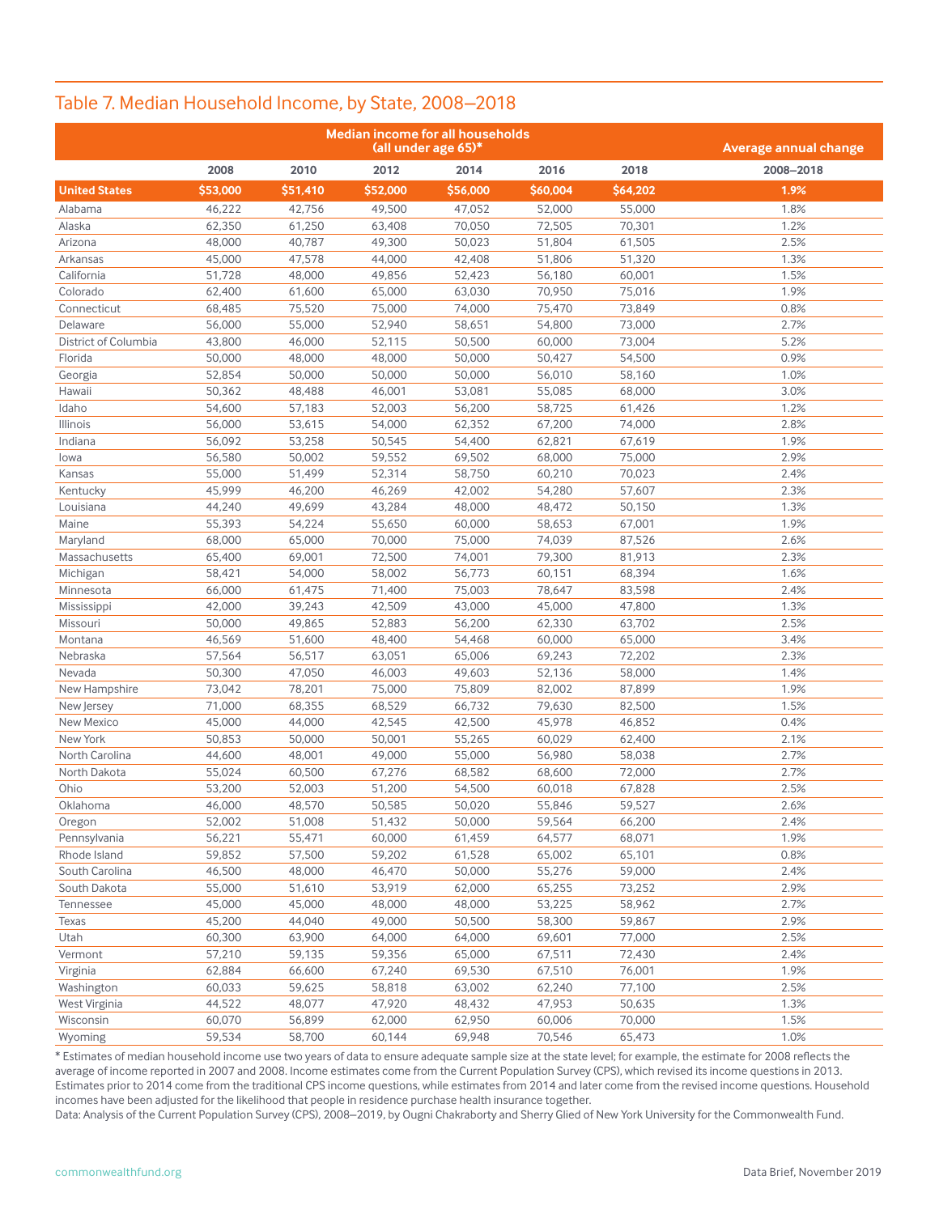## Table 7. Median Household Income, by State, 2008–2018

| | Median income for all households (all under age 65)* | | | | | | Average annual change |
|---|---|---|---|---|---|---|---|
| | 2008 | 2010 | 2012 | 2014 | 2016 | 2018 | 2008–2018 |
| **United States** | **$53,000** | **$51,410** | **$52,000** | **$56,000** | **$60,004** | **$64,202** | **1.9%** |
| Alabama | 46,222 | 42,756 | 49,500 | 47,052 | 52,000 | 55,000 | 1.8% |
| Alaska | 62,350 | 61,250 | 63,408 | 70,050 | 72,505 | 70,301 | 1.2% |
| Arizona | 48,000 | 40,787 | 49,300 | 50,023 | 51,804 | 61,505 | 2.5% |
| Arkansas | 45,000 | 47,578 | 44,000 | 42,408 | 51,806 | 51,320 | 1.3% |
| California | 51,728 | 48,000 | 49,856 | 52,423 | 56,180 | 60,001 | 1.5% |
| Colorado | 62,400 | 61,600 | 65,000 | 63,030 | 70,950 | 75,016 | 1.9% |
| Connecticut | 68,485 | 75,520 | 75,000 | 74,000 | 75,470 | 73,849 | 0.8% |
| Delaware | 56,000 | 55,000 | 52,940 | 58,651 | 54,800 | 73,000 | 2.7% |
| District of Columbia | 43,800 | 46,000 | 52,115 | 50,500 | 60,000 | 73,004 | 5.2% |
| Florida | 50,000 | 48,000 | 48,000 | 50,000 | 50,427 | 54,500 | 0.9% |
| Georgia | 52,854 | 50,000 | 50,000 | 50,000 | 56,010 | 58,160 | 1.0% |
| Hawaii | 50,362 | 48,488 | 46,001 | 53,081 | 55,085 | 68,000 | 3.0% |
| Idaho | 54,600 | 57,183 | 52,003 | 56,200 | 58,725 | 61,426 | 1.2% |
| Illinois | 56,000 | 53,615 | 54,000 | 62,352 | 67,200 | 74,000 | 2.8% |
| Indiana | 56,092 | 53,258 | 50,545 | 54,400 | 62,821 | 67,619 | 1.9% |
| Iowa | 56,580 | 50,002 | 59,552 | 69,502 | 68,000 | 75,000 | 2.9% |
| Kansas | 55,000 | 51,499 | 52,314 | 58,750 | 60,210 | 70,023 | 2.4% |
| Kentucky | 45,999 | 46,200 | 46,269 | 42,002 | 54,280 | 57,607 | 2.3% |
| Louisiana | 44,240 | 49,699 | 43,284 | 48,000 | 48,472 | 50,150 | 1.3% |
| Maine | 55,393 | 54,224 | 55,650 | 60,000 | 58,653 | 67,001 | 1.9% |
| Maryland | 68,000 | 65,000 | 70,000 | 75,000 | 74,039 | 87,526 | 2.6% |
| Massachusetts | 65,400 | 69,001 | 72,500 | 74,001 | 79,300 | 81,913 | 2.3% |
| Michigan | 58,421 | 54,000 | 58,002 | 56,773 | 60,151 | 68,394 | 1.6% |
| Minnesota | 66,000 | 61,475 | 71,400 | 75,003 | 78,647 | 83,598 | 2.4% |
| Mississippi | 42,000 | 39,243 | 42,509 | 43,000 | 45,000 | 47,800 | 1.3% |
| Missouri | 50,000 | 49,865 | 52,883 | 56,200 | 62,330 | 63,702 | 2.5% |
| Montana | 46,569 | 51,600 | 48,400 | 54,468 | 60,000 | 65,000 | 3.4% |
| Nebraska | 57,564 | 56,517 | 63,051 | 65,006 | 69,243 | 72,202 | 2.3% |
| Nevada | 50,300 | 47,050 | 46,003 | 49,603 | 52,136 | 58,000 | 1.4% |
| New Hampshire | 73,042 | 78,201 | 75,000 | 75,809 | 82,002 | 87,899 | 1.9% |
| New Jersey | 71,000 | 68,355 | 68,529 | 66,732 | 79,630 | 82,500 | 1.5% |
| New Mexico | 45,000 | 44,000 | 42,545 | 42,500 | 45,978 | 46,852 | 0.4% |
| New York | 50,853 | 50,000 | 50,001 | 55,265 | 60,029 | 62,400 | 2.1% |
| North Carolina | 44,600 | 48,001 | 49,000 | 55,000 | 56,980 | 58,038 | 2.7% |
| North Dakota | 55,024 | 60,500 | 67,276 | 68,582 | 68,600 | 72,000 | 2.7% |
| Ohio | 53,200 | 52,003 | 51,200 | 54,500 | 60,018 | 67,828 | 2.5% |
| Oklahoma | 46,000 | 48,570 | 50,585 | 50,020 | 55,846 | 59,527 | 2.6% |
| Oregon | 52,002 | 51,008 | 51,432 | 50,000 | 59,564 | 66,200 | 2.4% |
| Pennsylvania | 56,221 | 55,471 | 60,000 | 61,459 | 64,577 | 68,071 | 1.9% |
| Rhode Island | 59,852 | 57,500 | 59,202 | 61,528 | 65,002 | 65,101 | 0.8% |
| South Carolina | 46,500 | 48,000 | 46,470 | 50,000 | 55,276 | 59,000 | 2.4% |
| South Dakota | 55,000 | 51,610 | 53,919 | 62,000 | 65,255 | 73,252 | 2.9% |
| Tennessee | 45,000 | 45,000 | 48,000 | 48,000 | 53,225 | 58,962 | 2.7% |
| Texas | 45,200 | 44,040 | 49,000 | 50,500 | 58,300 | 59,867 | 2.9% |
| Utah | 60,300 | 63,900 | 64,000 | 64,000 | 69,601 | 77,000 | 2.5% |
| Vermont | 57,210 | 59,135 | 59,356 | 65,000 | 67,511 | 72,430 | 2.4% |
| Virginia | 62,884 | 66,600 | 67,240 | 69,530 | 67,510 | 76,001 | 1.9% |
| Washington | 60,033 | 59,625 | 58,818 | 63,002 | 62,240 | 77,100 | 2.5% |
| West Virginia | 44,522 | 48,077 | 47,920 | 48,432 | 47,953 | 50,635 | 1.3% |
| Wisconsin | 60,070 | 56,899 | 62,000 | 62,950 | 60,006 | 70,000 | 1.5% |
| Wyoming | 59,534 | 58,700 | 60,144 | 69,948 | 70,546 | 65,473 | 1.0% |

* Estimates of median household income use two years of data to ensure adequate sample size at the state level; for example, the estimate for 2008 reflects the average of income reported in 2007 and 2008. Income estimates come from the Current Population Survey (CPS), which revised its income questions in 2013. Estimates prior to 2014 come from the traditional CPS income questions, while estimates from 2014 and later come from the revised income questions. Household incomes have been adjusted for the likelihood that people in residence purchase health insurance together.

Data: Analysis of the Current Population Survey (CPS), 2008–2019, by Ougni Chakraborty and Sherry Glied of New York University for the Commonwealth Fund.